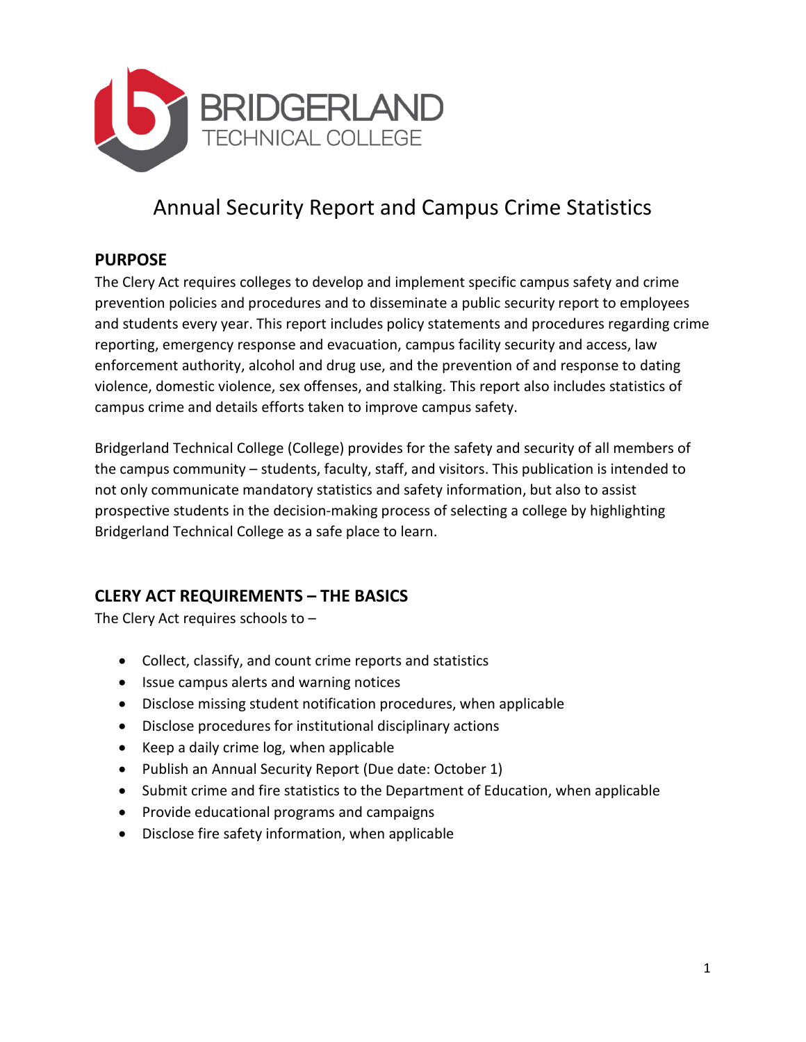BRIDGERLAND
TECHNICAL COLLEGE

# Annual Security Report and Campus Crime Statistics

## PURPOSE

The Clery Act requires colleges to develop and implement specific campus safety and crime prevention policies and procedures and to disseminate a public security report to employees and students every year. This report includes policy statements and procedures regarding crime reporting, emergency response and evacuation, campus facility security and access, law enforcement authority, alcohol and drug use, and the prevention of and response to dating violence, domestic violence, sex offenses, and stalking. This report also includes statistics of campus crime and details efforts taken to improve campus safety.

Bridgerland Technical College (College) provides for the safety and security of all members of the campus community – students, faculty, staff, and visitors. This publication is intended to not only communicate mandatory statistics and safety information, but also to assist prospective students in the decision-making process of selecting a college by highlighting Bridgerland Technical College as a safe place to learn.

## CLERY ACT REQUIREMENTS – THE BASICS

The Clery Act requires schools to –

- Collect, classify, and count crime reports and statistics
- Issue campus alerts and warning notices
- Disclose missing student notification procedures, when applicable
- Disclose procedures for institutional disciplinary actions
- Keep a daily crime log, when applicable
- Publish an Annual Security Report (Due date: October 1)
- Submit crime and fire statistics to the Department of Education, when applicable
- Provide educational programs and campaigns
- Disclose fire safety information, when applicable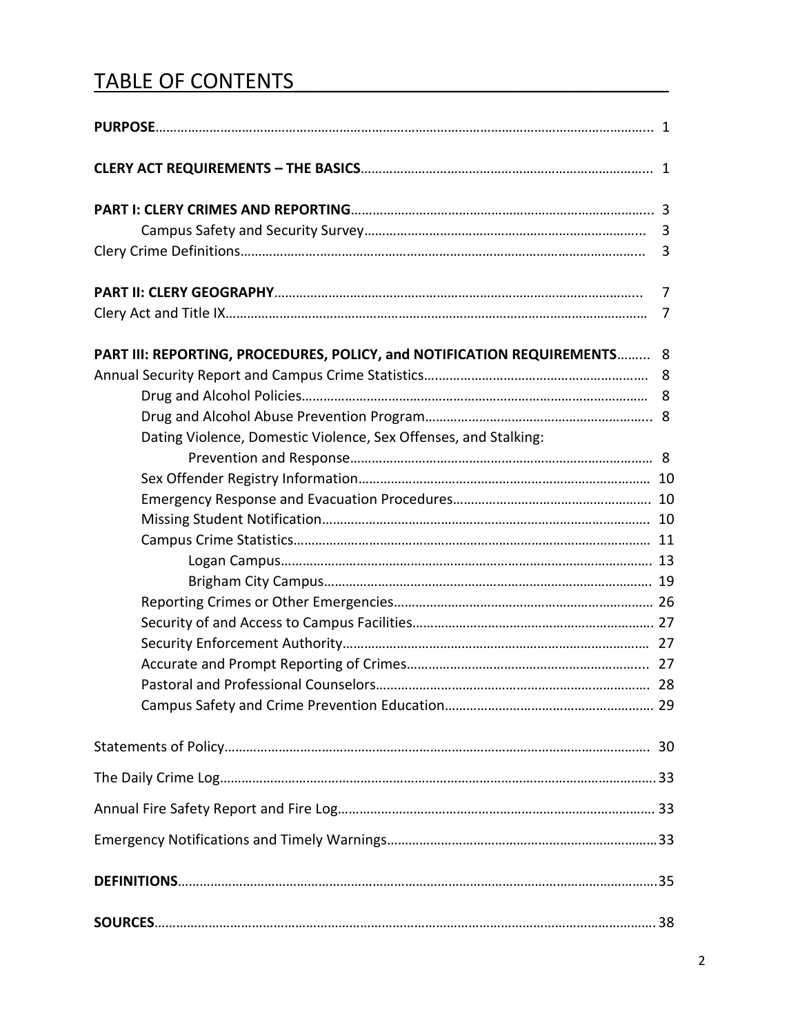# TABLE OF CONTENTS

**PURPOSE** ........................................................................................................................... 1

**CLERY ACT REQUIREMENTS – THE BASICS** ............................................................................... 1

**PART I: CLERY CRIMES AND REPORTING** ................................................................................. 3

- Campus Safety and Security Survey ............................................................................ 3

Clery Crime Definitions ............................................................................................................ 3

**PART II: CLERY GEOGRAPHY** ...................................................................................................... 7

Clery Act and Title IX ................................................................................................................ 7

**PART III: REPORTING, PROCEDURES, POLICY, and NOTIFICATION REQUIREMENTS** ......... 8

Annual Security Report and Campus Crime Statistics ............................................................ 8

- Drug and Alcohol Policies ........................................................................................... 8
- Drug and Alcohol Abuse Prevention Program ............................................................. 8
- Dating Violence, Domestic Violence, Sex Offenses, and Stalking: Prevention and Response ........................................................................................... 8
- Sex Offender Registry Information ............................................................................ 10
- Emergency Response and Evacuation Procedures .................................................... 10
- Missing Student Notification ...................................................................................... 10
- Campus Crime Statistics ............................................................................................. 11
  - Logan Campus ..................................................................................................... 13
  - Brigham City Campus .......................................................................................... 19
- Reporting Crimes or Other Emergencies ................................................................... 26
- Security of and Access to Campus Facilities ............................................................. 27
- Security Enforcement Authority ................................................................................. 27
- Accurate and Prompt Reporting of Crimes ................................................................ 27
- Pastoral and Professional Counselors ........................................................................ 28
- Campus Safety and Crime Prevention Education ...................................................... 29

Statements of Policy ................................................................................................................. 30

The Daily Crime Log ................................................................................................................. 33

Annual Fire Safety Report and Fire Log ................................................................................... 33

Emergency Notifications and Timely Warnings ...................................................................... 33

**DEFINITIONS** ............................................................................................................................ 35

**SOURCES** .................................................................................................................................. 38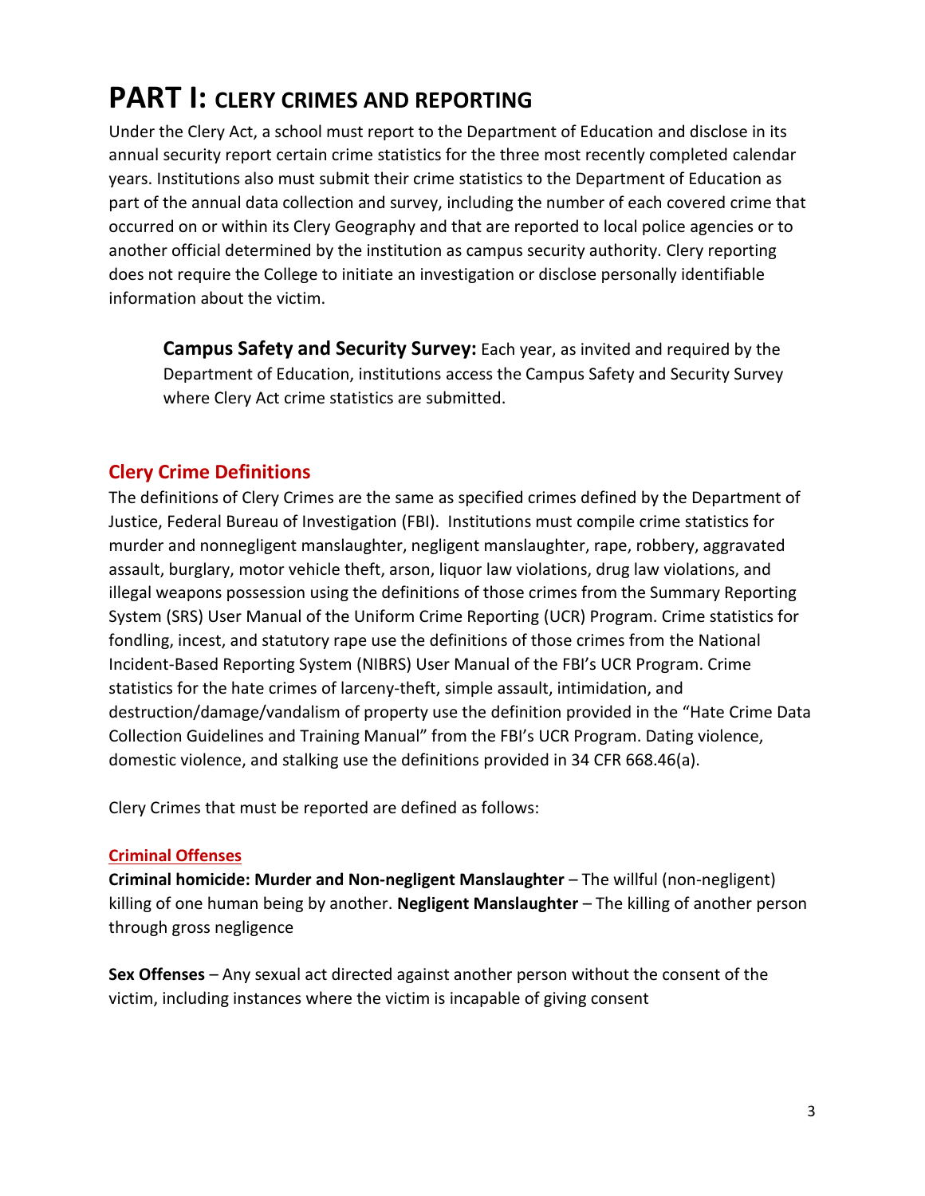# PART I: CLERY CRIMES AND REPORTING

Under the Clery Act, a school must report to the Department of Education and disclose in its annual security report certain crime statistics for the three most recently completed calendar years. Institutions also must submit their crime statistics to the Department of Education as part of the annual data collection and survey, including the number of each covered crime that occurred on or within its Clery Geography and that are reported to local police agencies or to another official determined by the institution as campus security authority. Clery reporting does not require the College to initiate an investigation or disclose personally identifiable information about the victim.

> **Campus Safety and Security Survey:** Each year, as invited and required by the Department of Education, institutions access the Campus Safety and Security Survey where Clery Act crime statistics are submitted.

## Clery Crime Definitions

The definitions of Clery Crimes are the same as specified crimes defined by the Department of Justice, Federal Bureau of Investigation (FBI). Institutions must compile crime statistics for murder and nonnegligent manslaughter, negligent manslaughter, rape, robbery, aggravated assault, burglary, motor vehicle theft, arson, liquor law violations, drug law violations, and illegal weapons possession using the definitions of those crimes from the Summary Reporting System (SRS) User Manual of the Uniform Crime Reporting (UCR) Program. Crime statistics for fondling, incest, and statutory rape use the definitions of those crimes from the National Incident-Based Reporting System (NIBRS) User Manual of the FBI's UCR Program. Crime statistics for the hate crimes of larceny-theft, simple assault, intimidation, and destruction/damage/vandalism of property use the definition provided in the "Hate Crime Data Collection Guidelines and Training Manual" from the FBI's UCR Program. Dating violence, domestic violence, and stalking use the definitions provided in 34 CFR 668.46(a).

Clery Crimes that must be reported are defined as follows:

### Criminal Offenses

**Criminal homicide: Murder and Non-negligent Manslaughter** – The willful (non-negligent) killing of one human being by another. **Negligent Manslaughter** – The killing of another person through gross negligence

**Sex Offenses** – Any sexual act directed against another person without the consent of the victim, including instances where the victim is incapable of giving consent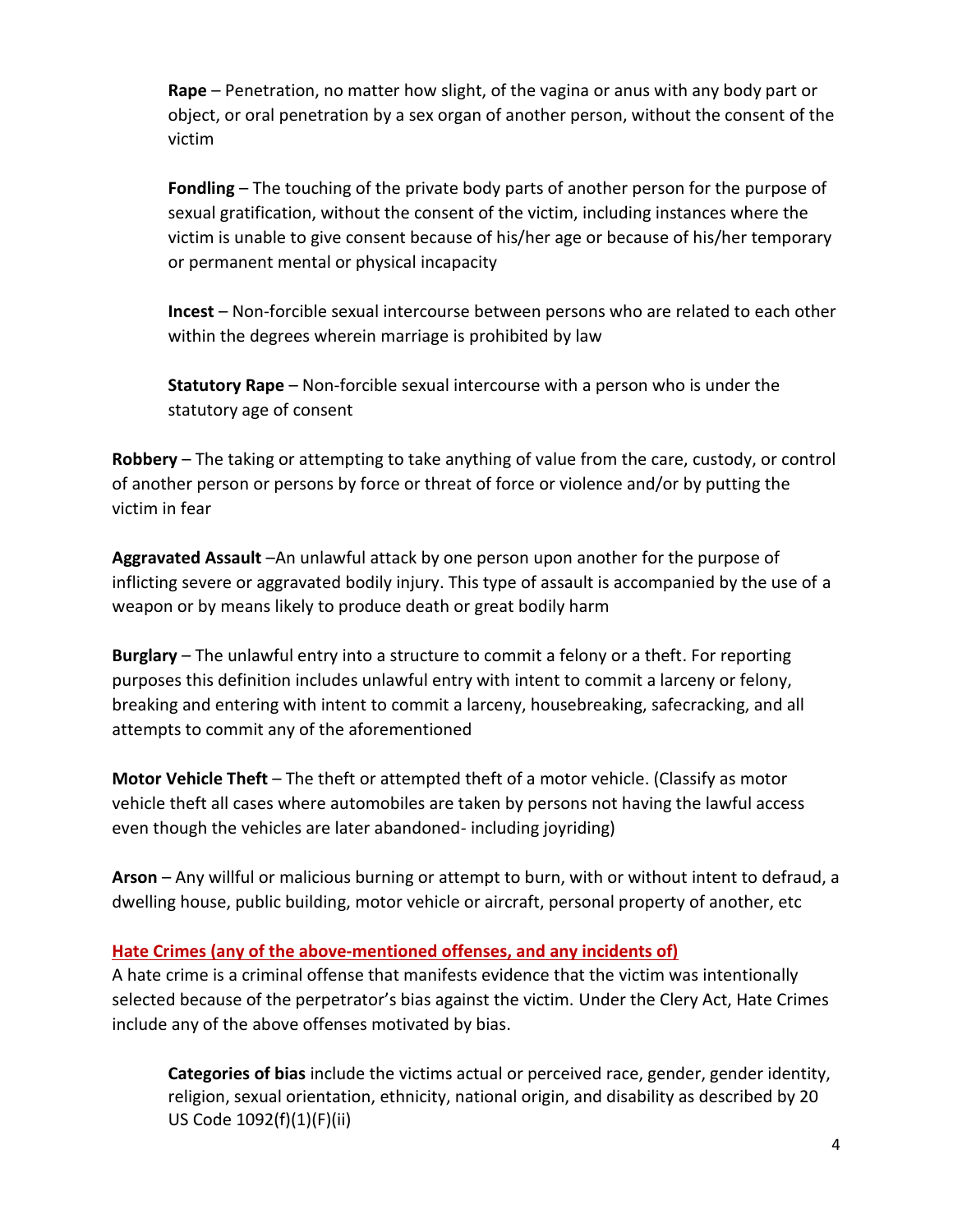**Rape** – Penetration, no matter how slight, of the vagina or anus with any body part or object, or oral penetration by a sex organ of another person, without the consent of the victim

**Fondling** – The touching of the private body parts of another person for the purpose of sexual gratification, without the consent of the victim, including instances where the victim is unable to give consent because of his/her age or because of his/her temporary or permanent mental or physical incapacity

**Incest** – Non-forcible sexual intercourse between persons who are related to each other within the degrees wherein marriage is prohibited by law

**Statutory Rape** – Non-forcible sexual intercourse with a person who is under the statutory age of consent

**Robbery** – The taking or attempting to take anything of value from the care, custody, or control of another person or persons by force or threat of force or violence and/or by putting the victim in fear

**Aggravated Assault** –An unlawful attack by one person upon another for the purpose of inflicting severe or aggravated bodily injury. This type of assault is accompanied by the use of a weapon or by means likely to produce death or great bodily harm

**Burglary** – The unlawful entry into a structure to commit a felony or a theft. For reporting purposes this definition includes unlawful entry with intent to commit a larceny or felony, breaking and entering with intent to commit a larceny, housebreaking, safecracking, and all attempts to commit any of the aforementioned

**Motor Vehicle Theft** – The theft or attempted theft of a motor vehicle. (Classify as motor vehicle theft all cases where automobiles are taken by persons not having the lawful access even though the vehicles are later abandoned- including joyriding)

**Arson** – Any willful or malicious burning or attempt to burn, with or without intent to defraud, a dwelling house, public building, motor vehicle or aircraft, personal property of another, etc

**Hate Crimes (any of the above-mentioned offenses, and any incidents of)**

A hate crime is a criminal offense that manifests evidence that the victim was intentionally selected because of the perpetrator's bias against the victim. Under the Clery Act, Hate Crimes include any of the above offenses motivated by bias.

**Categories of bias** include the victims actual or perceived race, gender, gender identity, religion, sexual orientation, ethnicity, national origin, and disability as described by 20 US Code 1092(f)(1)(F)(ii)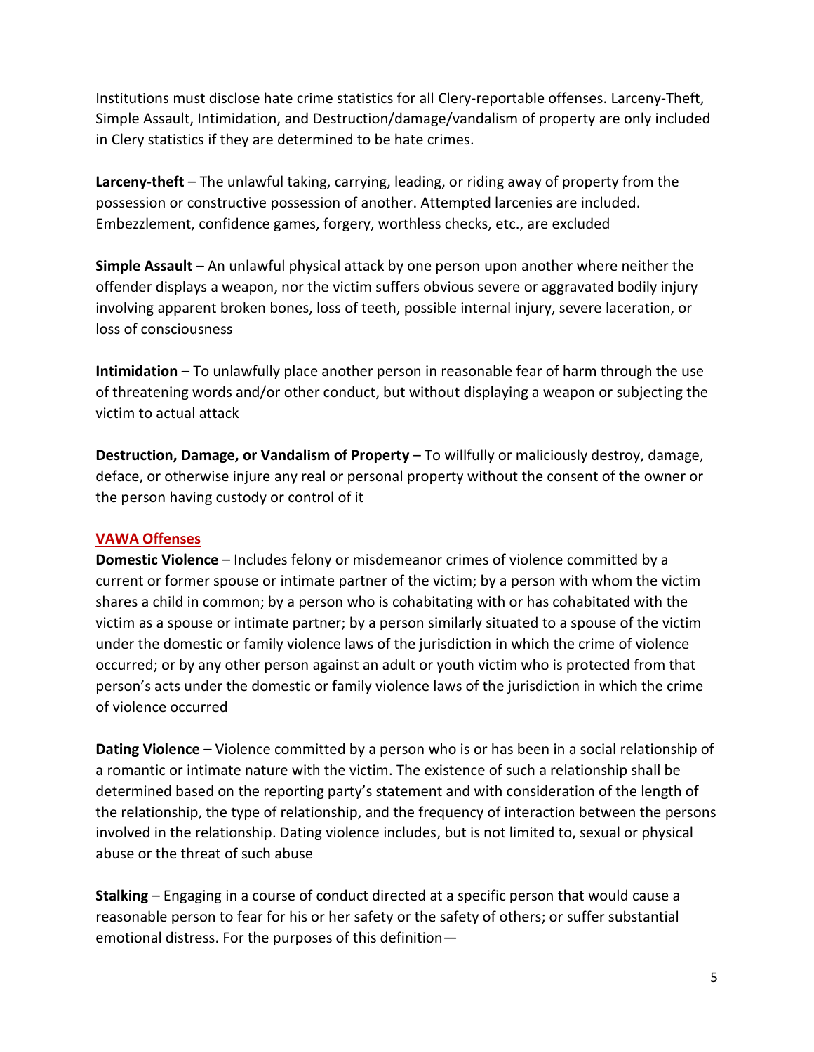Institutions must disclose hate crime statistics for all Clery-reportable offenses. Larceny-Theft, Simple Assault, Intimidation, and Destruction/damage/vandalism of property are only included in Clery statistics if they are determined to be hate crimes.

**Larceny-theft** – The unlawful taking, carrying, leading, or riding away of property from the possession or constructive possession of another. Attempted larcenies are included. Embezzlement, confidence games, forgery, worthless checks, etc., are excluded

**Simple Assault** – An unlawful physical attack by one person upon another where neither the offender displays a weapon, nor the victim suffers obvious severe or aggravated bodily injury involving apparent broken bones, loss of teeth, possible internal injury, severe laceration, or loss of consciousness

**Intimidation** – To unlawfully place another person in reasonable fear of harm through the use of threatening words and/or other conduct, but without displaying a weapon or subjecting the victim to actual attack

**Destruction, Damage, or Vandalism of Property** – To willfully or maliciously destroy, damage, deface, or otherwise injure any real or personal property without the consent of the owner or the person having custody or control of it

## VAWA Offenses

**Domestic Violence** – Includes felony or misdemeanor crimes of violence committed by a current or former spouse or intimate partner of the victim; by a person with whom the victim shares a child in common; by a person who is cohabitating with or has cohabitated with the victim as a spouse or intimate partner; by a person similarly situated to a spouse of the victim under the domestic or family violence laws of the jurisdiction in which the crime of violence occurred; or by any other person against an adult or youth victim who is protected from that person's acts under the domestic or family violence laws of the jurisdiction in which the crime of violence occurred

**Dating Violence** – Violence committed by a person who is or has been in a social relationship of a romantic or intimate nature with the victim. The existence of such a relationship shall be determined based on the reporting party's statement and with consideration of the length of the relationship, the type of relationship, and the frequency of interaction between the persons involved in the relationship. Dating violence includes, but is not limited to, sexual or physical abuse or the threat of such abuse

**Stalking** – Engaging in a course of conduct directed at a specific person that would cause a reasonable person to fear for his or her safety or the safety of others; or suffer substantial emotional distress. For the purposes of this definition—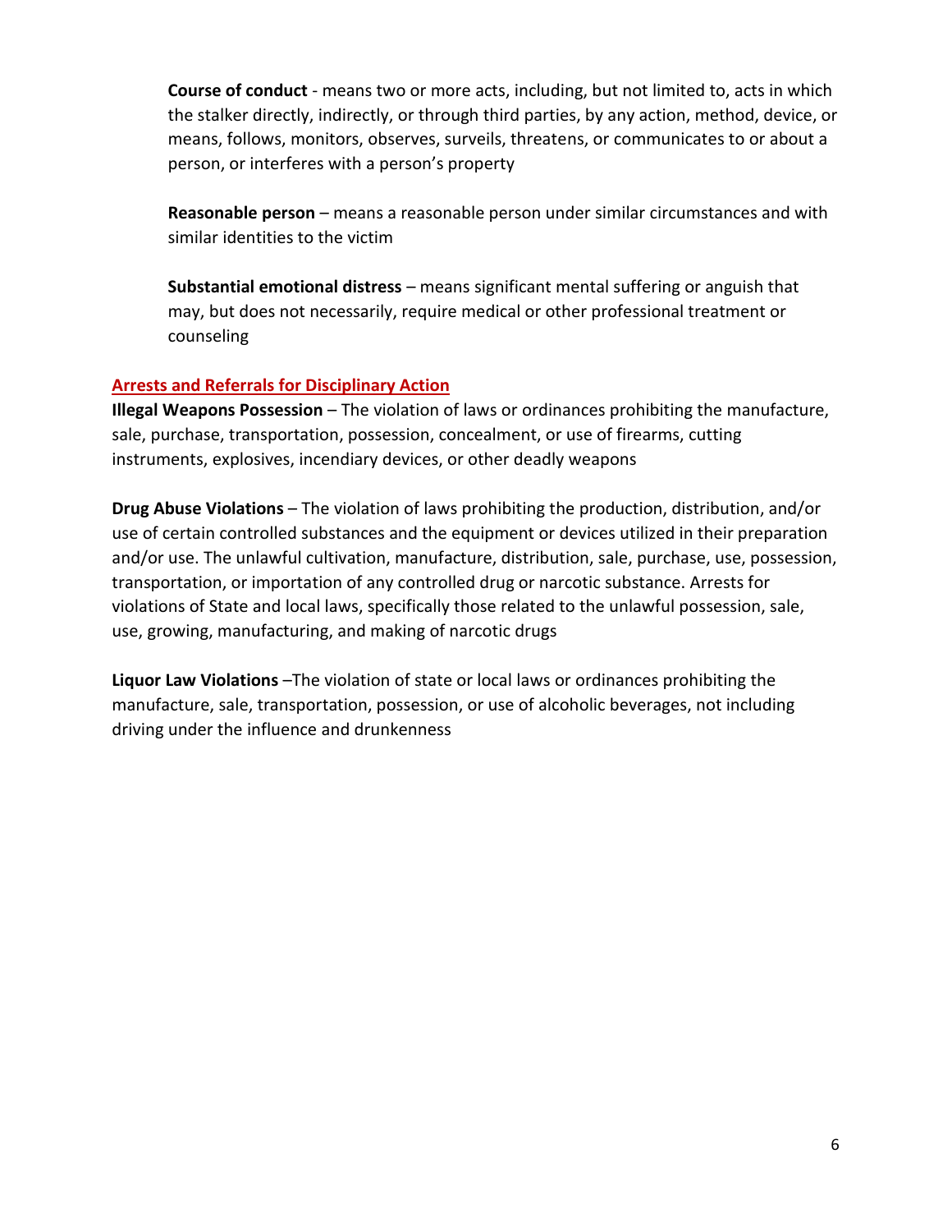**Course of conduct** - means two or more acts, including, but not limited to, acts in which the stalker directly, indirectly, or through third parties, by any action, method, device, or means, follows, monitors, observes, surveils, threatens, or communicates to or about a person, or interferes with a person's property

**Reasonable person** – means a reasonable person under similar circumstances and with similar identities to the victim

**Substantial emotional distress** – means significant mental suffering or anguish that may, but does not necessarily, require medical or other professional treatment or counseling

## Arrests and Referrals for Disciplinary Action

**Illegal Weapons Possession** – The violation of laws or ordinances prohibiting the manufacture, sale, purchase, transportation, possession, concealment, or use of firearms, cutting instruments, explosives, incendiary devices, or other deadly weapons

**Drug Abuse Violations** – The violation of laws prohibiting the production, distribution, and/or use of certain controlled substances and the equipment or devices utilized in their preparation and/or use. The unlawful cultivation, manufacture, distribution, sale, purchase, use, possession, transportation, or importation of any controlled drug or narcotic substance. Arrests for violations of State and local laws, specifically those related to the unlawful possession, sale, use, growing, manufacturing, and making of narcotic drugs

**Liquor Law Violations** –The violation of state or local laws or ordinances prohibiting the manufacture, sale, transportation, possession, or use of alcoholic beverages, not including driving under the influence and drunkenness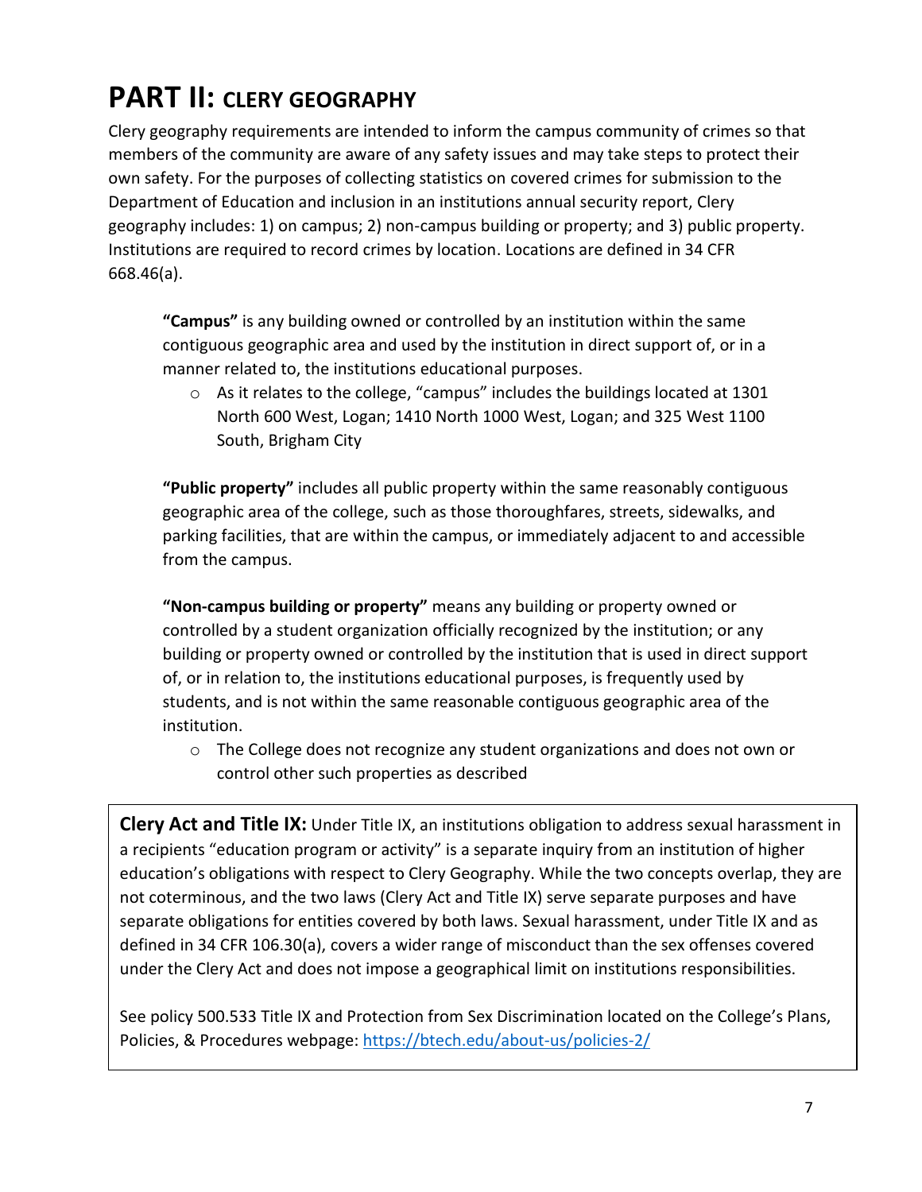# PART II: CLERY GEOGRAPHY

Clery geography requirements are intended to inform the campus community of crimes so that members of the community are aware of any safety issues and may take steps to protect their own safety. For the purposes of collecting statistics on covered crimes for submission to the Department of Education and inclusion in an institutions annual security report, Clery geography includes: 1) on campus; 2) non-campus building or property; and 3) public property. Institutions are required to record crimes by location. Locations are defined in 34 CFR 668.46(a).

> **"Campus"** is any building owned or controlled by an institution within the same contiguous geographic area and used by the institution in direct support of, or in a manner related to, the institutions educational purposes.
>
> - As it relates to the college, "campus" includes the buildings located at 1301 North 600 West, Logan; 1410 North 1000 West, Logan; and 325 West 1100 South, Brigham City
>
> **"Public property"** includes all public property within the same reasonably contiguous geographic area of the college, such as those thoroughfares, streets, sidewalks, and parking facilities, that are within the campus, or immediately adjacent to and accessible from the campus.
>
> **"Non-campus building or property"** means any building or property owned or controlled by a student organization officially recognized by the institution; or any building or property owned or controlled by the institution that is used in direct support of, or in relation to, the institutions educational purposes, is frequently used by students, and is not within the same reasonable contiguous geographic area of the institution.
>
> - The College does not recognize any student organizations and does not own or control other such properties as described

**Clery Act and Title IX:** Under Title IX, an institutions obligation to address sexual harassment in a recipients "education program or activity" is a separate inquiry from an institution of higher education's obligations with respect to Clery Geography. While the two concepts overlap, they are not coterminous, and the two laws (Clery Act and Title IX) serve separate purposes and have separate obligations for entities covered by both laws. Sexual harassment, under Title IX and as defined in 34 CFR 106.30(a), covers a wider range of misconduct than the sex offenses covered under the Clery Act and does not impose a geographical limit on institutions responsibilities.

See policy 500.533 Title IX and Protection from Sex Discrimination located on the College's Plans, Policies, & Procedures webpage: https://btech.edu/about-us/policies-2/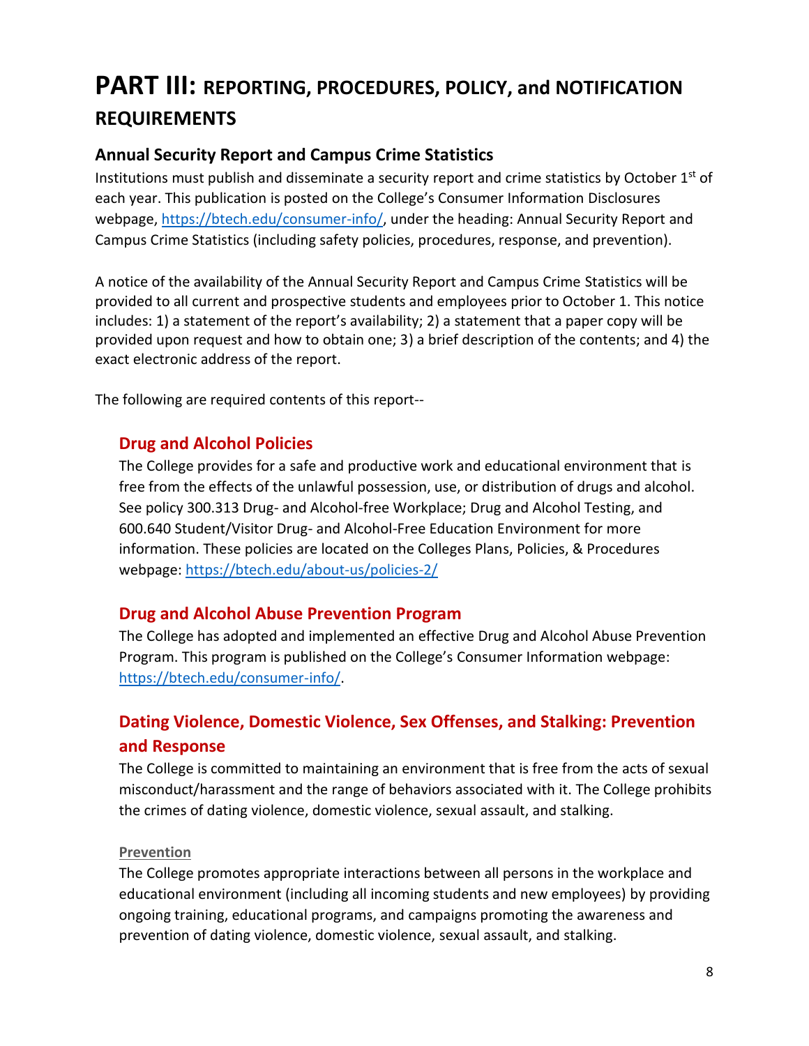# PART III: REPORTING, PROCEDURES, POLICY, and NOTIFICATION REQUIREMENTS

## Annual Security Report and Campus Crime Statistics

Institutions must publish and disseminate a security report and crime statistics by October 1st of each year. This publication is posted on the College's Consumer Information Disclosures webpage, https://btech.edu/consumer-info/, under the heading: Annual Security Report and Campus Crime Statistics (including safety policies, procedures, response, and prevention).

A notice of the availability of the Annual Security Report and Campus Crime Statistics will be provided to all current and prospective students and employees prior to October 1. This notice includes: 1) a statement of the report's availability; 2) a statement that a paper copy will be provided upon request and how to obtain one; 3) a brief description of the contents; and 4) the exact electronic address of the report.

The following are required contents of this report--

### Drug and Alcohol Policies

The College provides for a safe and productive work and educational environment that is free from the effects of the unlawful possession, use, or distribution of drugs and alcohol. See policy 300.313 Drug- and Alcohol-free Workplace; Drug and Alcohol Testing, and 600.640 Student/Visitor Drug- and Alcohol-Free Education Environment for more information. These policies are located on the Colleges Plans, Policies, & Procedures webpage: https://btech.edu/about-us/policies-2/

### Drug and Alcohol Abuse Prevention Program

The College has adopted and implemented an effective Drug and Alcohol Abuse Prevention Program. This program is published on the College's Consumer Information webpage: https://btech.edu/consumer-info/.

### Dating Violence, Domestic Violence, Sex Offenses, and Stalking: Prevention and Response

The College is committed to maintaining an environment that is free from the acts of sexual misconduct/harassment and the range of behaviors associated with it. The College prohibits the crimes of dating violence, domestic violence, sexual assault, and stalking.

#### Prevention

The College promotes appropriate interactions between all persons in the workplace and educational environment (including all incoming students and new employees) by providing ongoing training, educational programs, and campaigns promoting the awareness and prevention of dating violence, domestic violence, sexual assault, and stalking.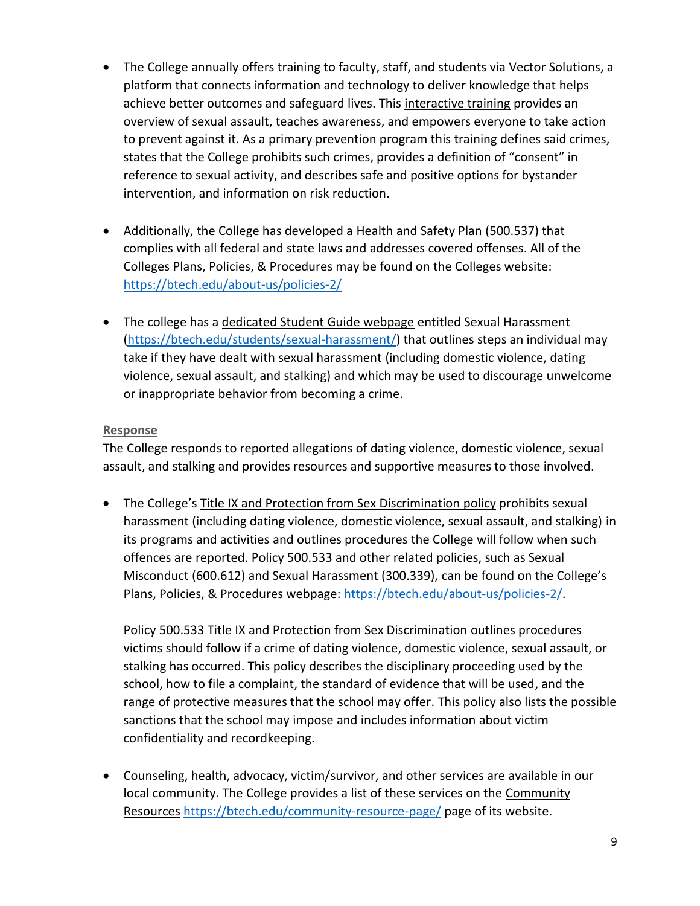- The College annually offers training to faculty, staff, and students via Vector Solutions, a platform that connects information and technology to deliver knowledge that helps achieve better outcomes and safeguard lives. This interactive training provides an overview of sexual assault, teaches awareness, and empowers everyone to take action to prevent against it. As a primary prevention program this training defines said crimes, states that the College prohibits such crimes, provides a definition of "consent" in reference to sexual activity, and describes safe and positive options for bystander intervention, and information on risk reduction.

- Additionally, the College has developed a Health and Safety Plan (500.537) that complies with all federal and state laws and addresses covered offenses. All of the Colleges Plans, Policies, & Procedures may be found on the Colleges website: https://btech.edu/about-us/policies-2/

- The college has a dedicated Student Guide webpage entitled Sexual Harassment (https://btech.edu/students/sexual-harassment/) that outlines steps an individual may take if they have dealt with sexual harassment (including domestic violence, dating violence, sexual assault, and stalking) and which may be used to discourage unwelcome or inappropriate behavior from becoming a crime.

**Response**

The College responds to reported allegations of dating violence, domestic violence, sexual assault, and stalking and provides resources and supportive measures to those involved.

- The College's Title IX and Protection from Sex Discrimination policy prohibits sexual harassment (including dating violence, domestic violence, sexual assault, and stalking) in its programs and activities and outlines procedures the College will follow when such offences are reported. Policy 500.533 and other related policies, such as Sexual Misconduct (600.612) and Sexual Harassment (300.339), can be found on the College's Plans, Policies, & Procedures webpage: https://btech.edu/about-us/policies-2/.

  Policy 500.533 Title IX and Protection from Sex Discrimination outlines procedures victims should follow if a crime of dating violence, domestic violence, sexual assault, or stalking has occurred. This policy describes the disciplinary proceeding used by the school, how to file a complaint, the standard of evidence that will be used, and the range of protective measures that the school may offer. This policy also lists the possible sanctions that the school may impose and includes information about victim confidentiality and recordkeeping.

- Counseling, health, advocacy, victim/survivor, and other services are available in our local community. The College provides a list of these services on the Community Resources https://btech.edu/community-resource-page/ page of its website.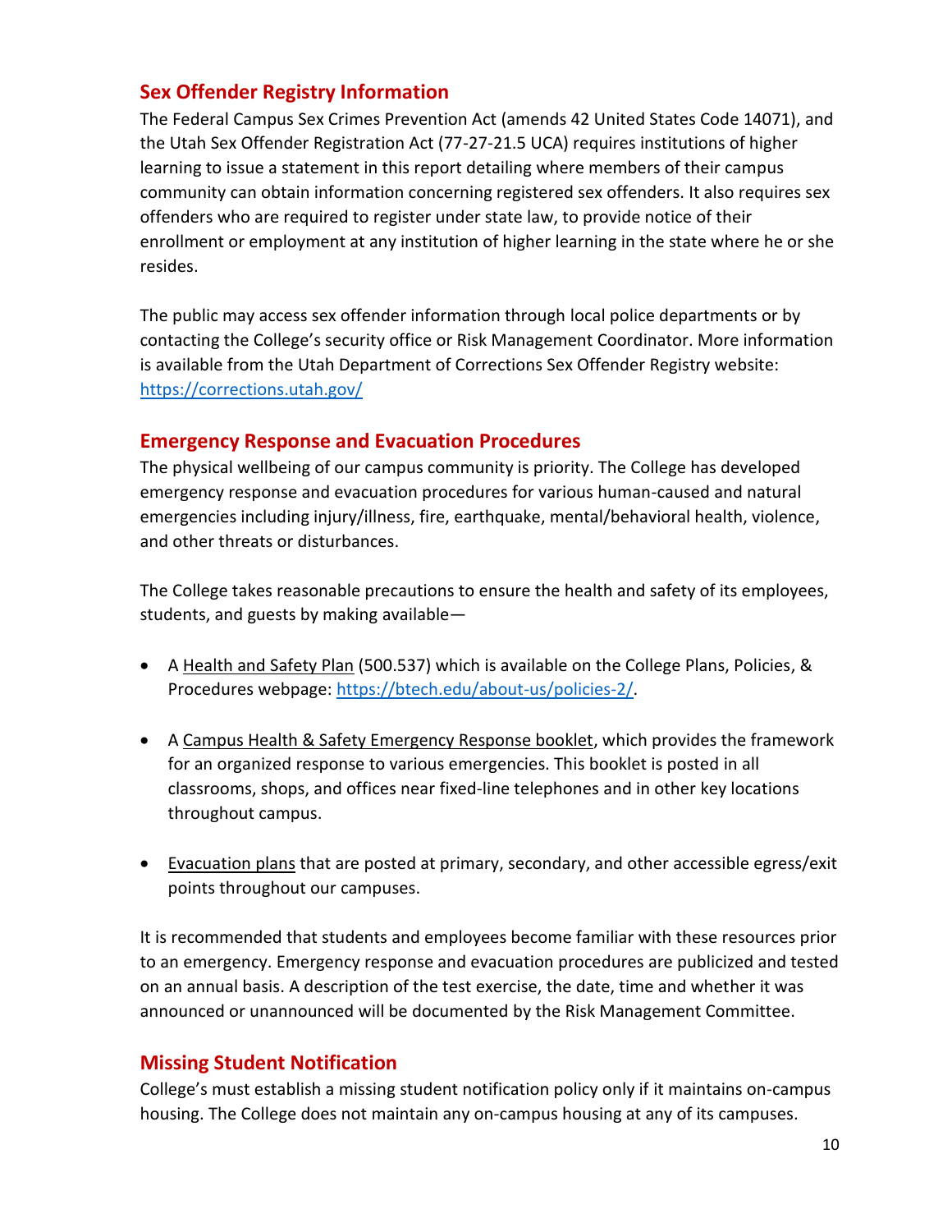## Sex Offender Registry Information

The Federal Campus Sex Crimes Prevention Act (amends 42 United States Code 14071), and the Utah Sex Offender Registration Act (77-27-21.5 UCA) requires institutions of higher learning to issue a statement in this report detailing where members of their campus community can obtain information concerning registered sex offenders. It also requires sex offenders who are required to register under state law, to provide notice of their enrollment or employment at any institution of higher learning in the state where he or she resides.

The public may access sex offender information through local police departments or by contacting the College's security office or Risk Management Coordinator. More information is available from the Utah Department of Corrections Sex Offender Registry website: https://corrections.utah.gov/

## Emergency Response and Evacuation Procedures

The physical wellbeing of our campus community is priority. The College has developed emergency response and evacuation procedures for various human-caused and natural emergencies including injury/illness, fire, earthquake, mental/behavioral health, violence, and other threats or disturbances.

The College takes reasonable precautions to ensure the health and safety of its employees, students, and guests by making available—

- A Health and Safety Plan (500.537) which is available on the College Plans, Policies, & Procedures webpage: https://btech.edu/about-us/policies-2/.
- A Campus Health & Safety Emergency Response booklet, which provides the framework for an organized response to various emergencies. This booklet is posted in all classrooms, shops, and offices near fixed-line telephones and in other key locations throughout campus.
- Evacuation plans that are posted at primary, secondary, and other accessible egress/exit points throughout our campuses.

It is recommended that students and employees become familiar with these resources prior to an emergency. Emergency response and evacuation procedures are publicized and tested on an annual basis. A description of the test exercise, the date, time and whether it was announced or unannounced will be documented by the Risk Management Committee.

## Missing Student Notification

College's must establish a missing student notification policy only if it maintains on-campus housing. The College does not maintain any on-campus housing at any of its campuses.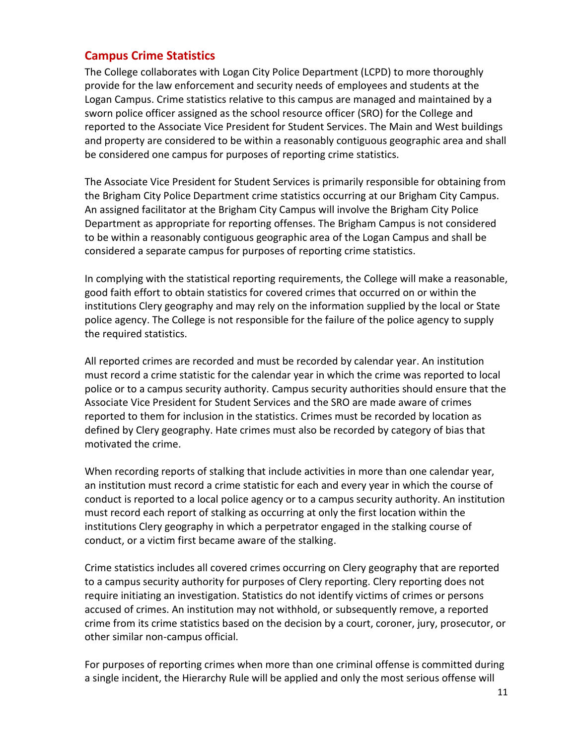## Campus Crime Statistics

The College collaborates with Logan City Police Department (LCPD) to more thoroughly provide for the law enforcement and security needs of employees and students at the Logan Campus. Crime statistics relative to this campus are managed and maintained by a sworn police officer assigned as the school resource officer (SRO) for the College and reported to the Associate Vice President for Student Services. The Main and West buildings and property are considered to be within a reasonably contiguous geographic area and shall be considered one campus for purposes of reporting crime statistics.

The Associate Vice President for Student Services is primarily responsible for obtaining from the Brigham City Police Department crime statistics occurring at our Brigham City Campus. An assigned facilitator at the Brigham City Campus will involve the Brigham City Police Department as appropriate for reporting offenses. The Brigham Campus is not considered to be within a reasonably contiguous geographic area of the Logan Campus and shall be considered a separate campus for purposes of reporting crime statistics.

In complying with the statistical reporting requirements, the College will make a reasonable, good faith effort to obtain statistics for covered crimes that occurred on or within the institutions Clery geography and may rely on the information supplied by the local or State police agency. The College is not responsible for the failure of the police agency to supply the required statistics.

All reported crimes are recorded and must be recorded by calendar year. An institution must record a crime statistic for the calendar year in which the crime was reported to local police or to a campus security authority. Campus security authorities should ensure that the Associate Vice President for Student Services and the SRO are made aware of crimes reported to them for inclusion in the statistics. Crimes must be recorded by location as defined by Clery geography. Hate crimes must also be recorded by category of bias that motivated the crime.

When recording reports of stalking that include activities in more than one calendar year, an institution must record a crime statistic for each and every year in which the course of conduct is reported to a local police agency or to a campus security authority. An institution must record each report of stalking as occurring at only the first location within the institutions Clery geography in which a perpetrator engaged in the stalking course of conduct, or a victim first became aware of the stalking.

Crime statistics includes all covered crimes occurring on Clery geography that are reported to a campus security authority for purposes of Clery reporting. Clery reporting does not require initiating an investigation. Statistics do not identify victims of crimes or persons accused of crimes. An institution may not withhold, or subsequently remove, a reported crime from its crime statistics based on the decision by a court, coroner, jury, prosecutor, or other similar non-campus official.

For purposes of reporting crimes when more than one criminal offense is committed during a single incident, the Hierarchy Rule will be applied and only the most serious offense will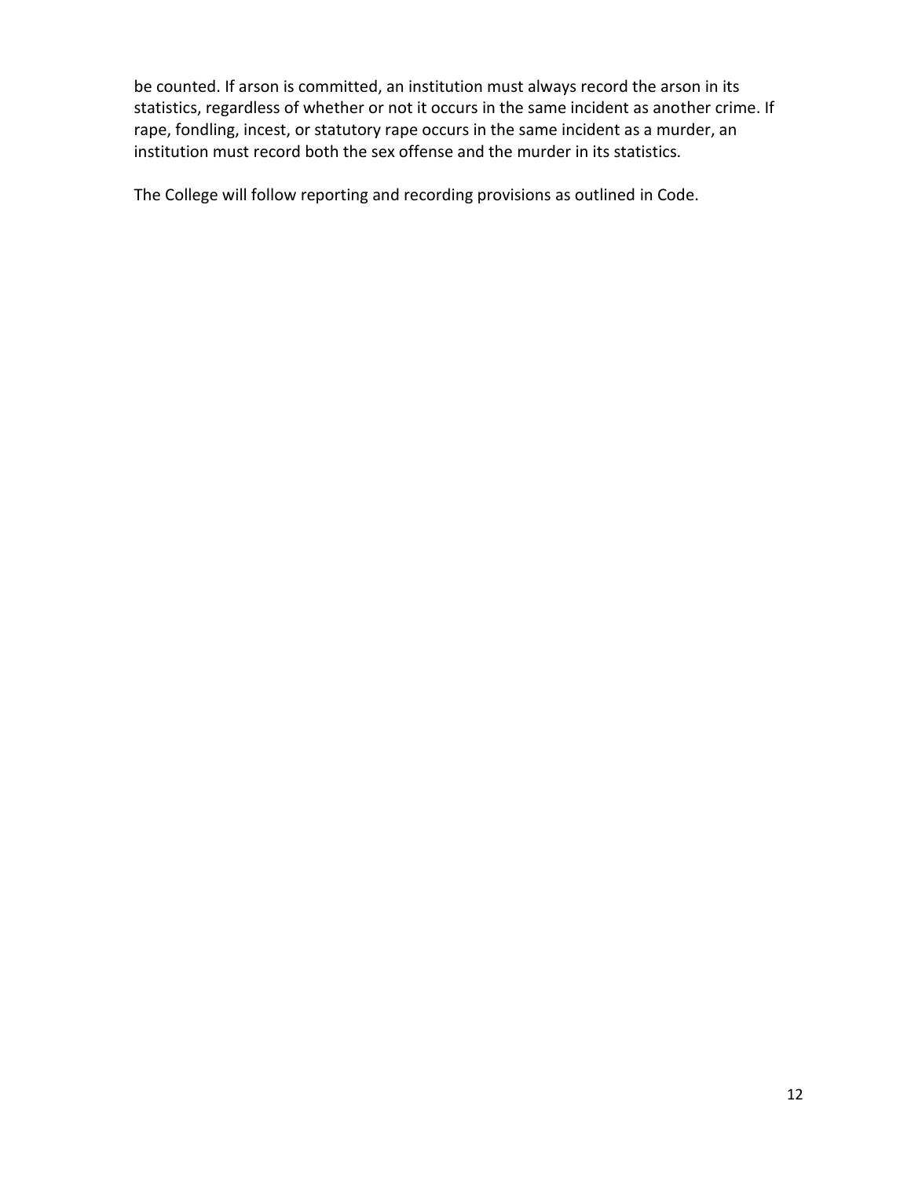be counted. If arson is committed, an institution must always record the arson in its statistics, regardless of whether or not it occurs in the same incident as another crime. If rape, fondling, incest, or statutory rape occurs in the same incident as a murder, an institution must record both the sex offense and the murder in its statistics.

The College will follow reporting and recording provisions as outlined in Code.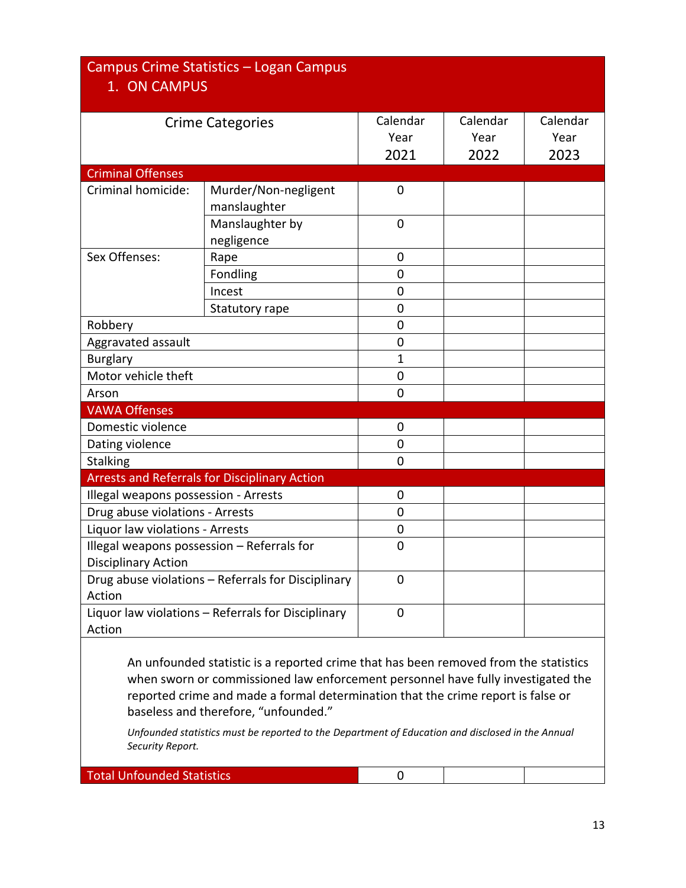## Campus Crime Statistics – Logan Campus

### 1. ON CAMPUS

| Crime Categories | | Calendar Year 2021 | Calendar Year 2022 | Calendar Year 2023 |
|---|---|---|---|---|
| **Criminal Offenses** | | | | |
| Criminal homicide: | Murder/Non-negligent manslaughter | 0 | | |
| | Manslaughter by negligence | 0 | | |
| Sex Offenses: | Rape | 0 | | |
| | Fondling | 0 | | |
| | Incest | 0 | | |
| | Statutory rape | 0 | | |
| Robbery | | 0 | | |
| Aggravated assault | | 0 | | |
| Burglary | | 1 | | |
| Motor vehicle theft | | 0 | | |
| Arson | | 0 | | |
| **VAWA Offenses** | | | | |
| Domestic violence | | 0 | | |
| Dating violence | | 0 | | |
| Stalking | | 0 | | |
| **Arrests and Referrals for Disciplinary Action** | | | | |
| Illegal weapons possession - Arrests | | 0 | | |
| Drug abuse violations - Arrests | | 0 | | |
| Liquor law violations - Arrests | | 0 | | |
| Illegal weapons possession – Referrals for Disciplinary Action | | 0 | | |
| Drug abuse violations – Referrals for Disciplinary Action | | 0 | | |
| Liquor law violations – Referrals for Disciplinary Action | | 0 | | |

An unfounded statistic is a reported crime that has been removed from the statistics when sworn or commissioned law enforcement personnel have fully investigated the reported crime and made a formal determination that the crime report is false or baseless and therefore, "unfounded."

*Unfounded statistics must be reported to the Department of Education and disclosed in the Annual Security Report.*

| | Calendar Year 2021 | Calendar Year 2022 | Calendar Year 2023 |
|---|---|---|---|
| **Total Unfounded Statistics** | 0 | | |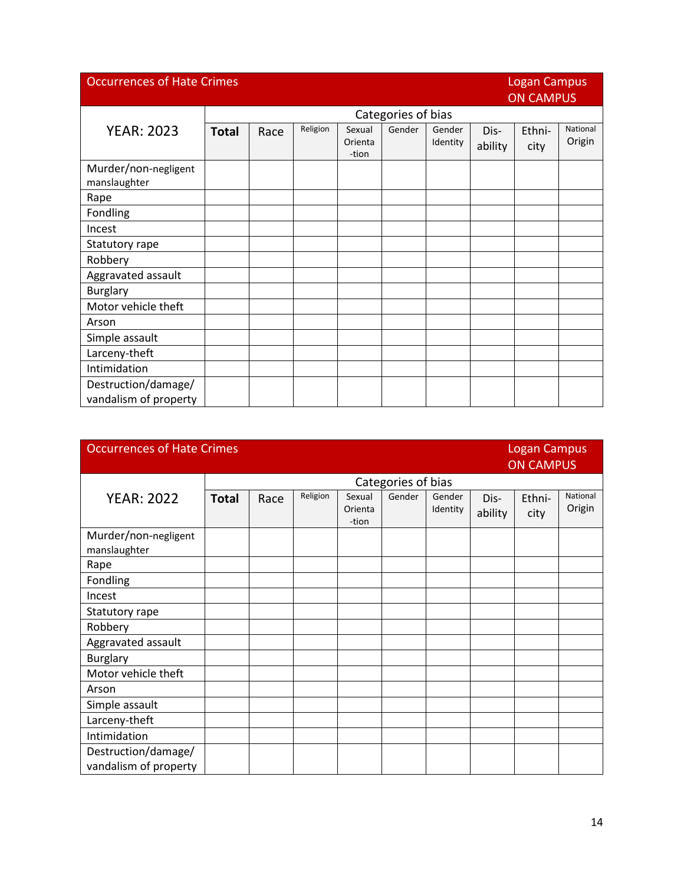| Occurrences of Hate Crimes | | | | | | | | | Logan Campus ON CAMPUS |
|---|---|---|---|---|---|---|---|---|---|
| YEAR: 2023 | Categories of bias | | | | | | | | |
| | **Total** | Race | Religion | Sexual Orienta-tion | Gender | Gender Identity | Dis-ability | Ethni-city | National Origin |
| Murder/non-negligent manslaughter | | | | | | | | | |
| Rape | | | | | | | | | |
| Fondling | | | | | | | | | |
| Incest | | | | | | | | | |
| Statutory rape | | | | | | | | | |
| Robbery | | | | | | | | | |
| Aggravated assault | | | | | | | | | |
| Burglary | | | | | | | | | |
| Motor vehicle theft | | | | | | | | | |
| Arson | | | | | | | | | |
| Simple assault | | | | | | | | | |
| Larceny-theft | | | | | | | | | |
| Intimidation | | | | | | | | | |
| Destruction/damage/ vandalism of property | | | | | | | | | |

| Occurrences of Hate Crimes | | | | | | | | | Logan Campus ON CAMPUS |
|---|---|---|---|---|---|---|---|---|---|
| YEAR: 2022 | Categories of bias | | | | | | | | |
| | **Total** | Race | Religion | Sexual Orienta-tion | Gender | Gender Identity | Dis-ability | Ethni-city | National Origin |
| Murder/non-negligent manslaughter | | | | | | | | | |
| Rape | | | | | | | | | |
| Fondling | | | | | | | | | |
| Incest | | | | | | | | | |
| Statutory rape | | | | | | | | | |
| Robbery | | | | | | | | | |
| Aggravated assault | | | | | | | | | |
| Burglary | | | | | | | | | |
| Motor vehicle theft | | | | | | | | | |
| Arson | | | | | | | | | |
| Simple assault | | | | | | | | | |
| Larceny-theft | | | | | | | | | |
| Intimidation | | | | | | | | | |
| Destruction/damage/ vandalism of property | | | | | | | | | |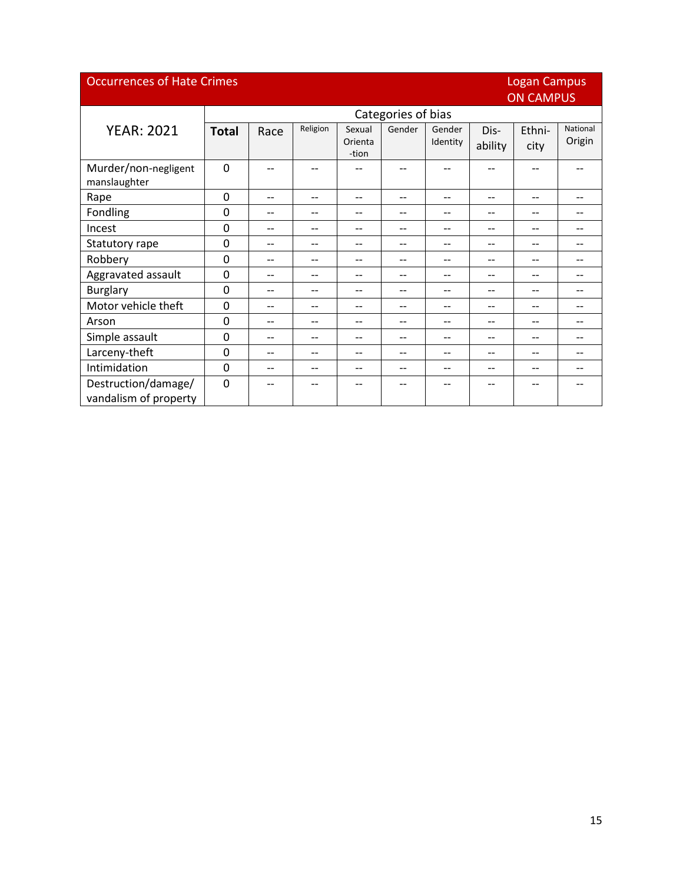| Occurrences of Hate Crimes | | | | | | | | | Logan Campus ON CAMPUS |
|---|---|---|---|---|---|---|---|---|---|
| YEAR: 2021 | Categories of bias | | | | | | | | |
| | **Total** | Race | Religion | Sexual Orienta-tion | Gender | Gender Identity | Dis-ability | Ethni-city | National Origin |
| Murder/non-negligent manslaughter | 0 | -- | -- | -- | -- | -- | -- | -- | -- |
| Rape | 0 | -- | -- | -- | -- | -- | -- | -- | -- |
| Fondling | 0 | -- | -- | -- | -- | -- | -- | -- | -- |
| Incest | 0 | -- | -- | -- | -- | -- | -- | -- | -- |
| Statutory rape | 0 | -- | -- | -- | -- | -- | -- | -- | -- |
| Robbery | 0 | -- | -- | -- | -- | -- | -- | -- | -- |
| Aggravated assault | 0 | -- | -- | -- | -- | -- | -- | -- | -- |
| Burglary | 0 | -- | -- | -- | -- | -- | -- | -- | -- |
| Motor vehicle theft | 0 | -- | -- | -- | -- | -- | -- | -- | -- |
| Arson | 0 | -- | -- | -- | -- | -- | -- | -- | -- |
| Simple assault | 0 | -- | -- | -- | -- | -- | -- | -- | -- |
| Larceny-theft | 0 | -- | -- | -- | -- | -- | -- | -- | -- |
| Intimidation | 0 | -- | -- | -- | -- | -- | -- | -- | -- |
| Destruction/damage/ vandalism of property | 0 | -- | -- | -- | -- | -- | -- | -- | -- |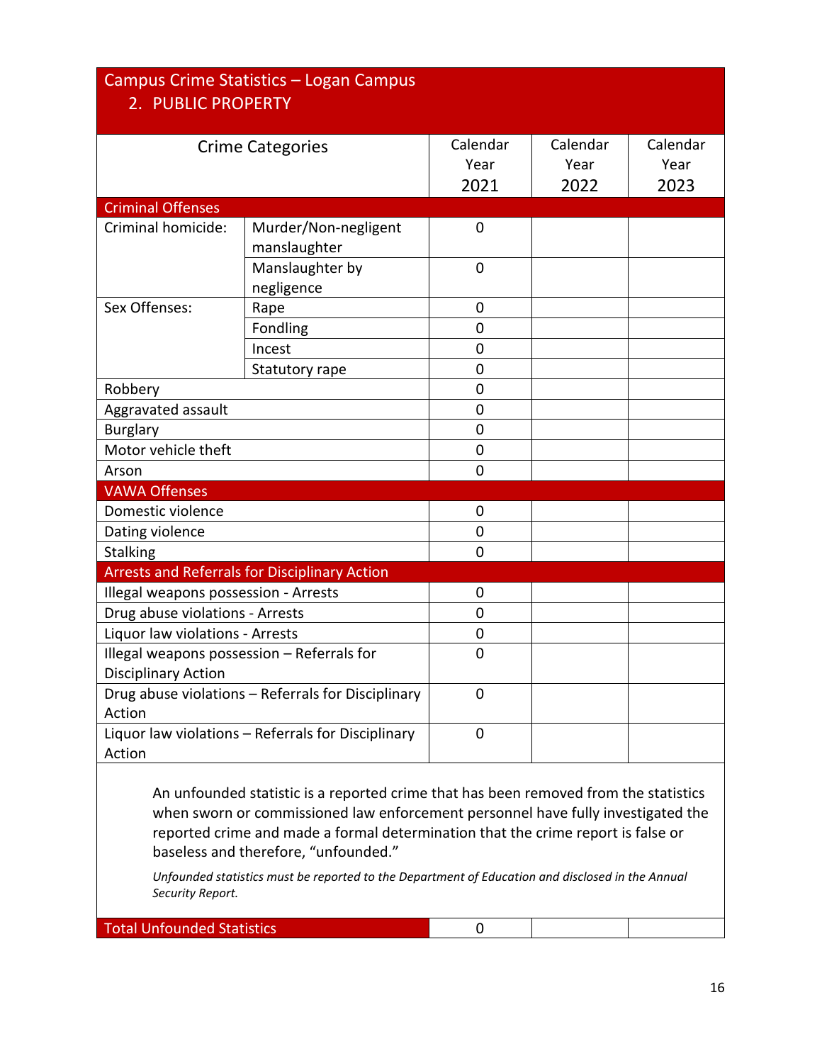## Campus Crime Statistics – Logan Campus

### 2. PUBLIC PROPERTY

| Crime Categories | | Calendar Year 2021 | Calendar Year 2022 | Calendar Year 2023 |
|---|---|---|---|---|
| **Criminal Offenses** | | | | |
| Criminal homicide: | Murder/Non-negligent manslaughter | 0 | | |
| | Manslaughter by negligence | 0 | | |
| Sex Offenses: | Rape | 0 | | |
| | Fondling | 0 | | |
| | Incest | 0 | | |
| | Statutory rape | 0 | | |
| Robbery | | 0 | | |
| Aggravated assault | | 0 | | |
| Burglary | | 0 | | |
| Motor vehicle theft | | 0 | | |
| Arson | | 0 | | |
| **VAWA Offenses** | | | | |
| Domestic violence | | 0 | | |
| Dating violence | | 0 | | |
| Stalking | | 0 | | |
| **Arrests and Referrals for Disciplinary Action** | | | | |
| Illegal weapons possession - Arrests | | 0 | | |
| Drug abuse violations - Arrests | | 0 | | |
| Liquor law violations - Arrests | | 0 | | |
| Illegal weapons possession – Referrals for Disciplinary Action | | 0 | | |
| Drug abuse violations – Referrals for Disciplinary Action | | 0 | | |
| Liquor law violations – Referrals for Disciplinary Action | | 0 | | |

An unfounded statistic is a reported crime that has been removed from the statistics when sworn or commissioned law enforcement personnel have fully investigated the reported crime and made a formal determination that the crime report is false or baseless and therefore, "unfounded."

*Unfounded statistics must be reported to the Department of Education and disclosed in the Annual Security Report.*

| Total Unfounded Statistics | 0 | | |
|---|---|---|---|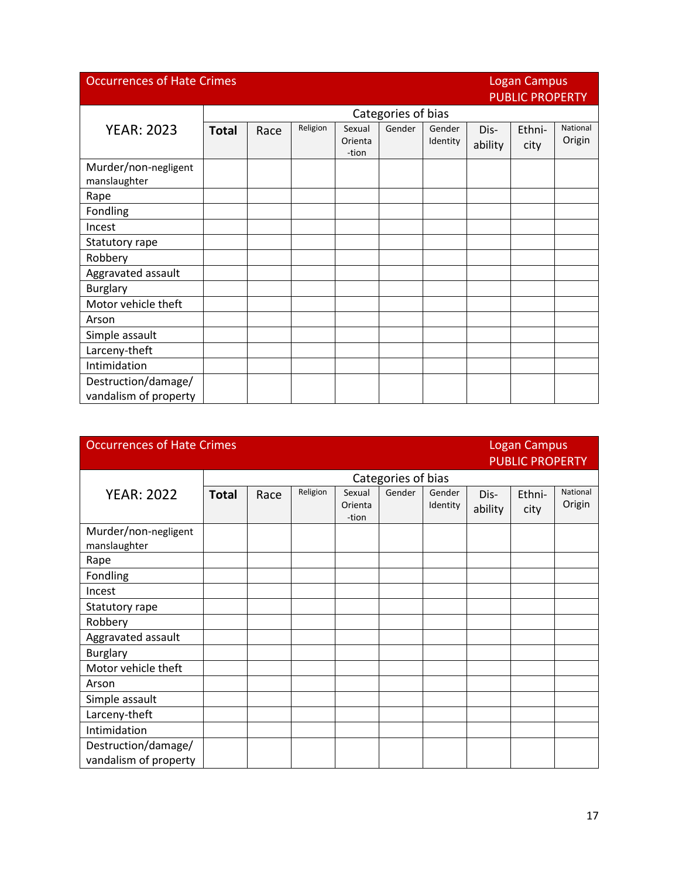## Occurrences of Hate Crimes — Logan Campus PUBLIC PROPERTY

| YEAR: 2023 | Categories of bias | | | | | | | | |
|---|---|---|---|---|---|---|---|---|---|
| | **Total** | Race | Religion | Sexual Orientation | Gender | Gender Identity | Disability | Ethnicity | National Origin |
| Murder/non-negligent manslaughter | | | | | | | | | |
| Rape | | | | | | | | | |
| Fondling | | | | | | | | | |
| Incest | | | | | | | | | |
| Statutory rape | | | | | | | | | |
| Robbery | | | | | | | | | |
| Aggravated assault | | | | | | | | | |
| Burglary | | | | | | | | | |
| Motor vehicle theft | | | | | | | | | |
| Arson | | | | | | | | | |
| Simple assault | | | | | | | | | |
| Larceny-theft | | | | | | | | | |
| Intimidation | | | | | | | | | |
| Destruction/damage/ vandalism of property | | | | | | | | | |

## Occurrences of Hate Crimes — Logan Campus PUBLIC PROPERTY

| YEAR: 2022 | Categories of bias | | | | | | | | |
|---|---|---|---|---|---|---|---|---|---|
| | **Total** | Race | Religion | Sexual Orientation | Gender | Gender Identity | Disability | Ethnicity | National Origin |
| Murder/non-negligent manslaughter | | | | | | | | | |
| Rape | | | | | | | | | |
| Fondling | | | | | | | | | |
| Incest | | | | | | | | | |
| Statutory rape | | | | | | | | | |
| Robbery | | | | | | | | | |
| Aggravated assault | | | | | | | | | |
| Burglary | | | | | | | | | |
| Motor vehicle theft | | | | | | | | | |
| Arson | | | | | | | | | |
| Simple assault | | | | | | | | | |
| Larceny-theft | | | | | | | | | |
| Intimidation | | | | | | | | | |
| Destruction/damage/ vandalism of property | | | | | | | | | |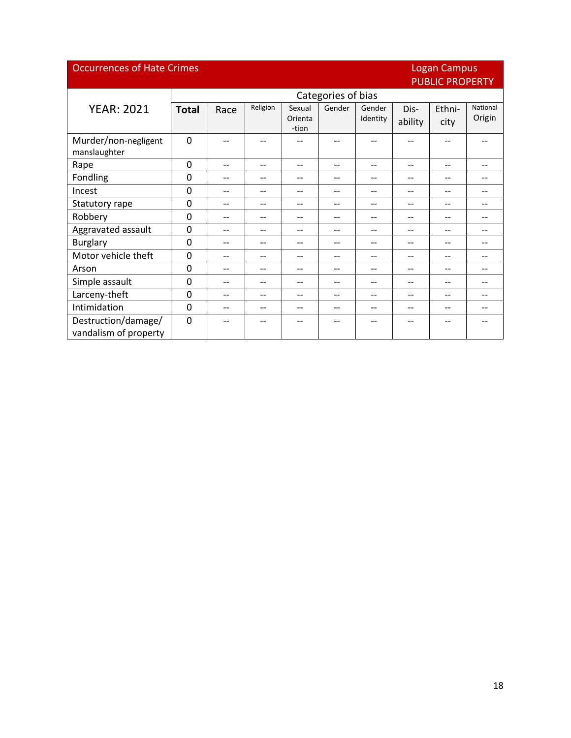| Occurrences of Hate Crimes | | | | | | | | | Logan Campus PUBLIC PROPERTY |
|---|---|---|---|---|---|---|---|---|---|
| YEAR: 2021 | Categories of bias | | | | | | | | |
| | **Total** | Race | Religion | Sexual Orienta-tion | Gender | Gender Identity | Dis-ability | Ethni-city | National Origin |
| Murder/non-negligent manslaughter | 0 | -- | -- | -- | -- | -- | -- | -- | -- |
| Rape | 0 | -- | -- | -- | -- | -- | -- | -- | -- |
| Fondling | 0 | -- | -- | -- | -- | -- | -- | -- | -- |
| Incest | 0 | -- | -- | -- | -- | -- | -- | -- | -- |
| Statutory rape | 0 | -- | -- | -- | -- | -- | -- | -- | -- |
| Robbery | 0 | -- | -- | -- | -- | -- | -- | -- | -- |
| Aggravated assault | 0 | -- | -- | -- | -- | -- | -- | -- | -- |
| Burglary | 0 | -- | -- | -- | -- | -- | -- | -- | -- |
| Motor vehicle theft | 0 | -- | -- | -- | -- | -- | -- | -- | -- |
| Arson | 0 | -- | -- | -- | -- | -- | -- | -- | -- |
| Simple assault | 0 | -- | -- | -- | -- | -- | -- | -- | -- |
| Larceny-theft | 0 | -- | -- | -- | -- | -- | -- | -- | -- |
| Intimidation | 0 | -- | -- | -- | -- | -- | -- | -- | -- |
| Destruction/damage/ vandalism of property | 0 | -- | -- | -- | -- | -- | -- | -- | -- |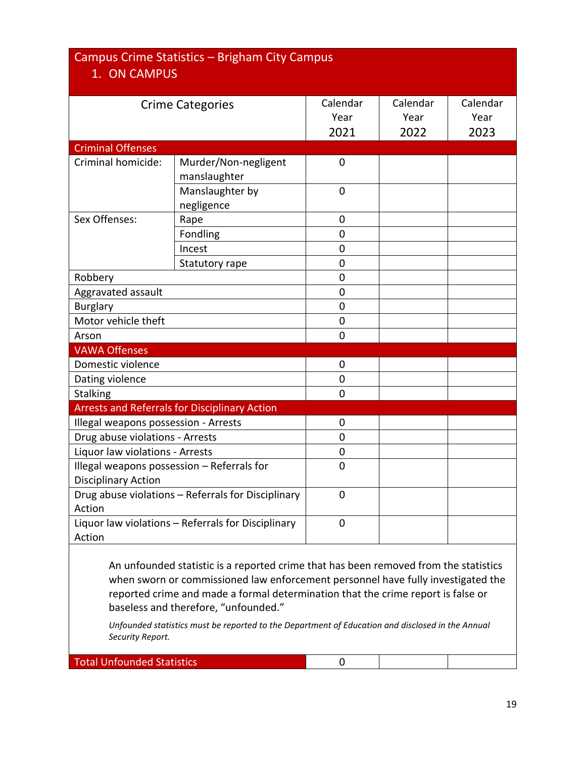## Campus Crime Statistics – Brigham City Campus

### 1. ON CAMPUS

| Crime Categories | | Calendar Year 2021 | Calendar Year 2022 | Calendar Year 2023 |
|---|---|---|---|---|
| **Criminal Offenses** | | | | |
| Criminal homicide: | Murder/Non-negligent manslaughter | 0 | | |
| | Manslaughter by negligence | 0 | | |
| Sex Offenses: | Rape | 0 | | |
| | Fondling | 0 | | |
| | Incest | 0 | | |
| | Statutory rape | 0 | | |
| Robbery | | 0 | | |
| Aggravated assault | | 0 | | |
| Burglary | | 0 | | |
| Motor vehicle theft | | 0 | | |
| Arson | | 0 | | |
| **VAWA Offenses** | | | | |
| Domestic violence | | 0 | | |
| Dating violence | | 0 | | |
| Stalking | | 0 | | |
| **Arrests and Referrals for Disciplinary Action** | | | | |
| Illegal weapons possession - Arrests | | 0 | | |
| Drug abuse violations - Arrests | | 0 | | |
| Liquor law violations - Arrests | | 0 | | |
| Illegal weapons possession – Referrals for Disciplinary Action | | 0 | | |
| Drug abuse violations – Referrals for Disciplinary Action | | 0 | | |
| Liquor law violations – Referrals for Disciplinary Action | | 0 | | |

An unfounded statistic is a reported crime that has been removed from the statistics when sworn or commissioned law enforcement personnel have fully investigated the reported crime and made a formal determination that the crime report is false or baseless and therefore, "unfounded."

*Unfounded statistics must be reported to the Department of Education and disclosed in the Annual Security Report.*

| | 2021 | 2022 | 2023 |
|---|---|---|---|
| **Total Unfounded Statistics** | 0 | | |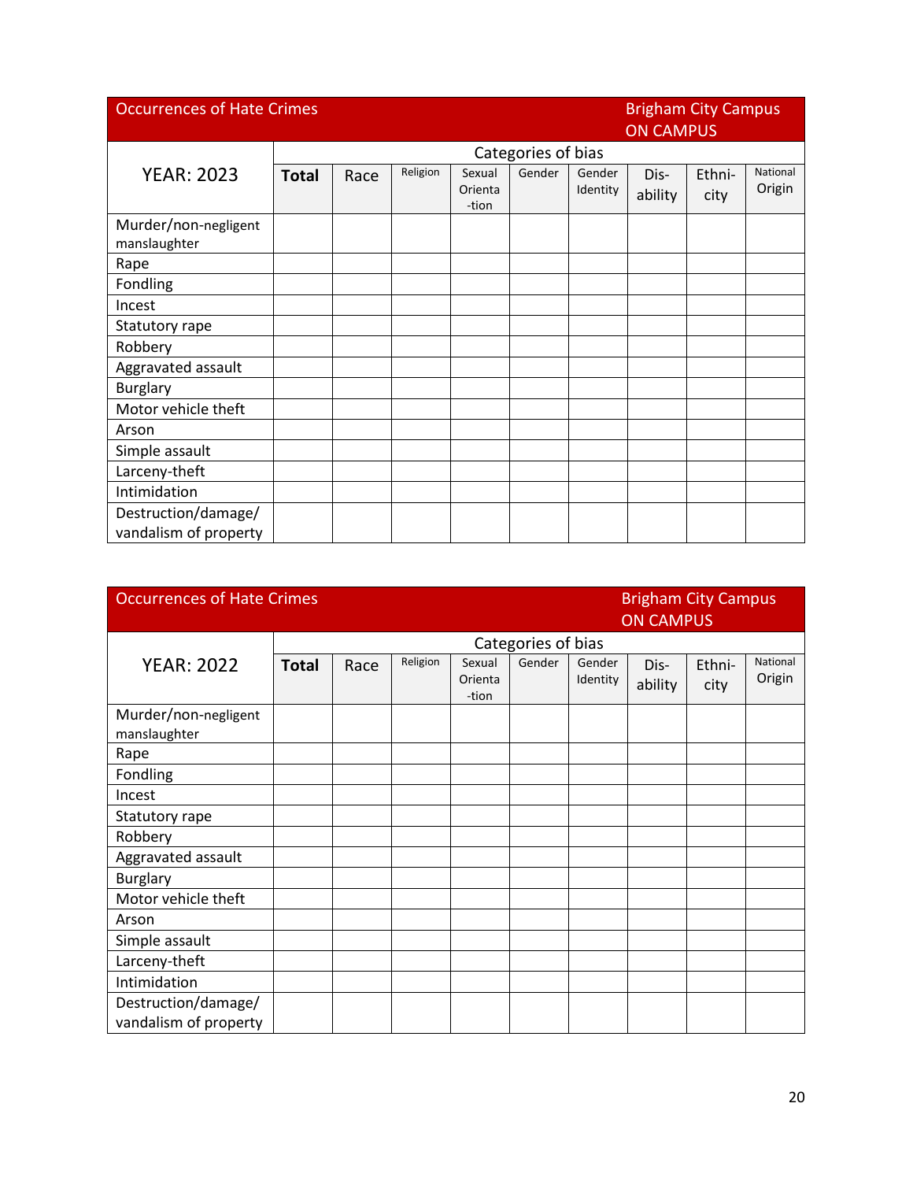| Occurrences of Hate Crimes | | | | | | | | Brigham City Campus ON CAMPUS | |
|---|---|---|---|---|---|---|---|---|---|
| YEAR: 2023 | Categories of bias | | | | | | | | |
| | **Total** | Race | Religion | Sexual Orienta-tion | Gender | Gender Identity | Dis-ability | Ethni-city | National Origin |
| Murder/non-negligent manslaughter | | | | | | | | | |
| Rape | | | | | | | | | |
| Fondling | | | | | | | | | |
| Incest | | | | | | | | | |
| Statutory rape | | | | | | | | | |
| Robbery | | | | | | | | | |
| Aggravated assault | | | | | | | | | |
| Burglary | | | | | | | | | |
| Motor vehicle theft | | | | | | | | | |
| Arson | | | | | | | | | |
| Simple assault | | | | | | | | | |
| Larceny-theft | | | | | | | | | |
| Intimidation | | | | | | | | | |
| Destruction/damage/ vandalism of property | | | | | | | | | |

| Occurrences of Hate Crimes | | | | | | | | Brigham City Campus ON CAMPUS | |
|---|---|---|---|---|---|---|---|---|---|
| YEAR: 2022 | Categories of bias | | | | | | | | |
| | **Total** | Race | Religion | Sexual Orienta-tion | Gender | Gender Identity | Dis-ability | Ethni-city | National Origin |
| Murder/non-negligent manslaughter | | | | | | | | | |
| Rape | | | | | | | | | |
| Fondling | | | | | | | | | |
| Incest | | | | | | | | | |
| Statutory rape | | | | | | | | | |
| Robbery | | | | | | | | | |
| Aggravated assault | | | | | | | | | |
| Burglary | | | | | | | | | |
| Motor vehicle theft | | | | | | | | | |
| Arson | | | | | | | | | |
| Simple assault | | | | | | | | | |
| Larceny-theft | | | | | | | | | |
| Intimidation | | | | | | | | | |
| Destruction/damage/ vandalism of property | | | | | | | | | |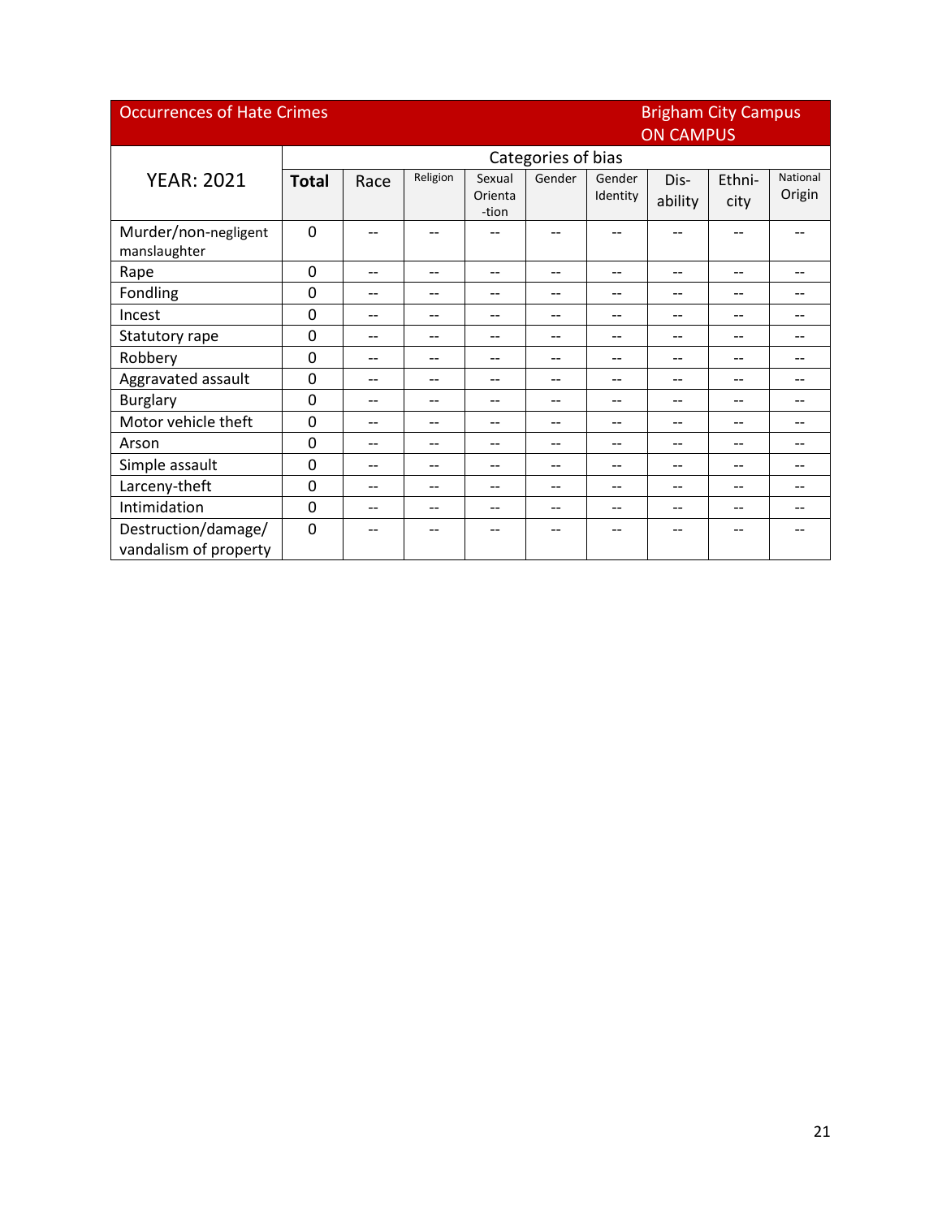| Occurrences of Hate Crimes | | | | | | | Brigham City Campus ON CAMPUS | | |
|---|---|---|---|---|---|---|---|---|---|
| YEAR: 2021 | Categories of bias | | | | | | | | |
| | **Total** | Race | Religion | Sexual Orienta-tion | Gender | Gender Identity | Dis-ability | Ethni-city | National Origin |
| Murder/non-negligent manslaughter | 0 | -- | -- | -- | -- | -- | -- | -- | -- |
| Rape | 0 | -- | -- | -- | -- | -- | -- | -- | -- |
| Fondling | 0 | -- | -- | -- | -- | -- | -- | -- | -- |
| Incest | 0 | -- | -- | -- | -- | -- | -- | -- | -- |
| Statutory rape | 0 | -- | -- | -- | -- | -- | -- | -- | -- |
| Robbery | 0 | -- | -- | -- | -- | -- | -- | -- | -- |
| Aggravated assault | 0 | -- | -- | -- | -- | -- | -- | -- | -- |
| Burglary | 0 | -- | -- | -- | -- | -- | -- | -- | -- |
| Motor vehicle theft | 0 | -- | -- | -- | -- | -- | -- | -- | -- |
| Arson | 0 | -- | -- | -- | -- | -- | -- | -- | -- |
| Simple assault | 0 | -- | -- | -- | -- | -- | -- | -- | -- |
| Larceny-theft | 0 | -- | -- | -- | -- | -- | -- | -- | -- |
| Intimidation | 0 | -- | -- | -- | -- | -- | -- | -- | -- |
| Destruction/damage/ vandalism of property | 0 | -- | -- | -- | -- | -- | -- | -- | -- |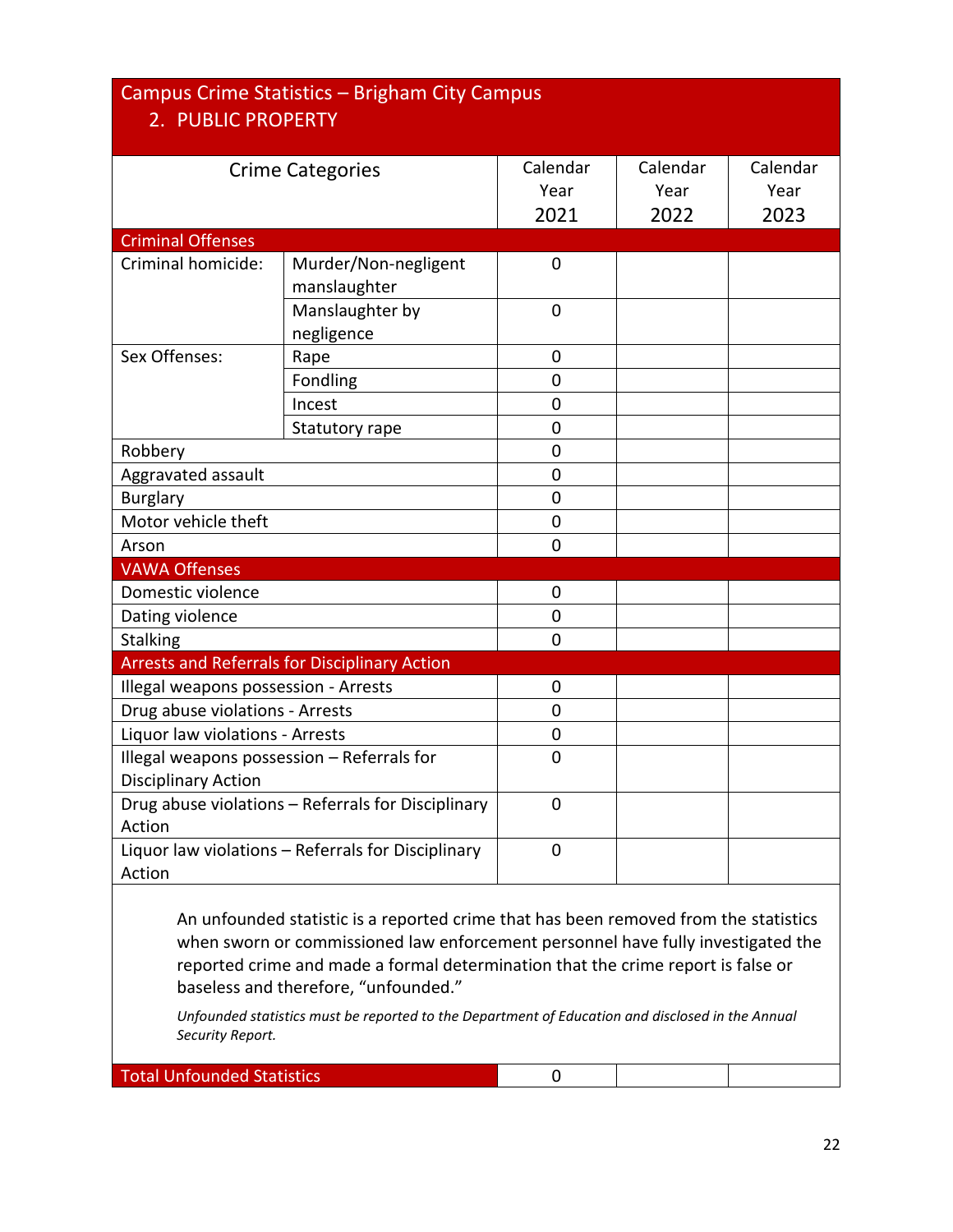## Campus Crime Statistics – Brigham City Campus

### 2. PUBLIC PROPERTY

| Crime Categories | | Calendar Year 2021 | Calendar Year 2022 | Calendar Year 2023 |
|---|---|---|---|---|
| **Criminal Offenses** | | | | |
| Criminal homicide: | Murder/Non-negligent manslaughter | 0 | | |
| | Manslaughter by negligence | 0 | | |
| Sex Offenses: | Rape | 0 | | |
| | Fondling | 0 | | |
| | Incest | 0 | | |
| | Statutory rape | 0 | | |
| Robbery | | 0 | | |
| Aggravated assault | | 0 | | |
| Burglary | | 0 | | |
| Motor vehicle theft | | 0 | | |
| Arson | | 0 | | |
| **VAWA Offenses** | | | | |
| Domestic violence | | 0 | | |
| Dating violence | | 0 | | |
| Stalking | | 0 | | |
| **Arrests and Referrals for Disciplinary Action** | | | | |
| Illegal weapons possession - Arrests | | 0 | | |
| Drug abuse violations - Arrests | | 0 | | |
| Liquor law violations - Arrests | | 0 | | |
| Illegal weapons possession – Referrals for Disciplinary Action | | 0 | | |
| Drug abuse violations – Referrals for Disciplinary Action | | 0 | | |
| Liquor law violations – Referrals for Disciplinary Action | | 0 | | |

An unfounded statistic is a reported crime that has been removed from the statistics when sworn or commissioned law enforcement personnel have fully investigated the reported crime and made a formal determination that the crime report is false or baseless and therefore, "unfounded."

*Unfounded statistics must be reported to the Department of Education and disclosed in the Annual Security Report.*

| Total Unfounded Statistics | 2021 | 2022 | 2023 |
|---|---|---|---|
| | 0 | | |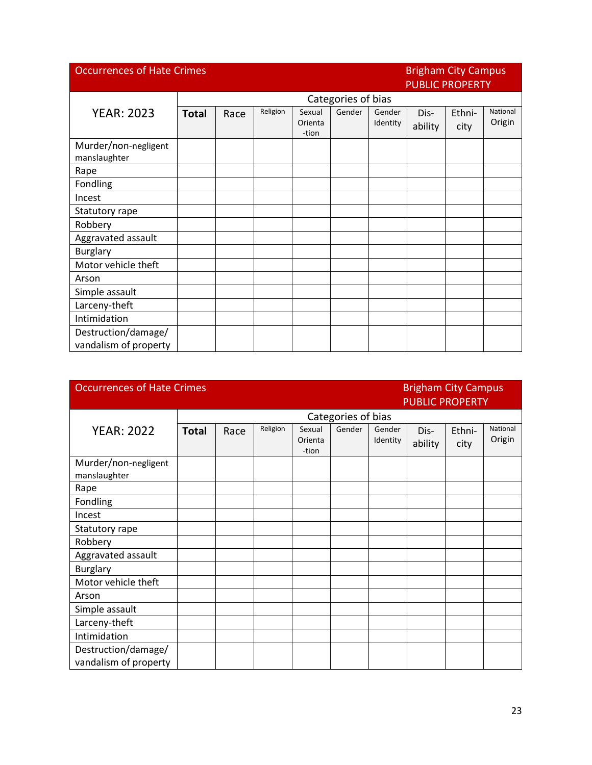| Occurrences of Hate Crimes | | | | | | | Brigham City Campus PUBLIC PROPERTY | | |
|---|---|---|---|---|---|---|---|---|---|
| YEAR: 2023 | Categories of bias | | | | | | | | |
| | **Total** | Race | Religion | Sexual Orienta-tion | Gender | Gender Identity | Dis-ability | Ethni-city | National Origin |
| Murder/non-negligent manslaughter | | | | | | | | | |
| Rape | | | | | | | | | |
| Fondling | | | | | | | | | |
| Incest | | | | | | | | | |
| Statutory rape | | | | | | | | | |
| Robbery | | | | | | | | | |
| Aggravated assault | | | | | | | | | |
| Burglary | | | | | | | | | |
| Motor vehicle theft | | | | | | | | | |
| Arson | | | | | | | | | |
| Simple assault | | | | | | | | | |
| Larceny-theft | | | | | | | | | |
| Intimidation | | | | | | | | | |
| Destruction/damage/ vandalism of property | | | | | | | | | |

| Occurrences of Hate Crimes | | | | | | | Brigham City Campus PUBLIC PROPERTY | | |
|---|---|---|---|---|---|---|---|---|---|
| YEAR: 2022 | Categories of bias | | | | | | | | |
| | **Total** | Race | Religion | Sexual Orienta-tion | Gender | Gender Identity | Dis-ability | Ethni-city | National Origin |
| Murder/non-negligent manslaughter | | | | | | | | | |
| Rape | | | | | | | | | |
| Fondling | | | | | | | | | |
| Incest | | | | | | | | | |
| Statutory rape | | | | | | | | | |
| Robbery | | | | | | | | | |
| Aggravated assault | | | | | | | | | |
| Burglary | | | | | | | | | |
| Motor vehicle theft | | | | | | | | | |
| Arson | | | | | | | | | |
| Simple assault | | | | | | | | | |
| Larceny-theft | | | | | | | | | |
| Intimidation | | | | | | | | | |
| Destruction/damage/ vandalism of property | | | | | | | | | |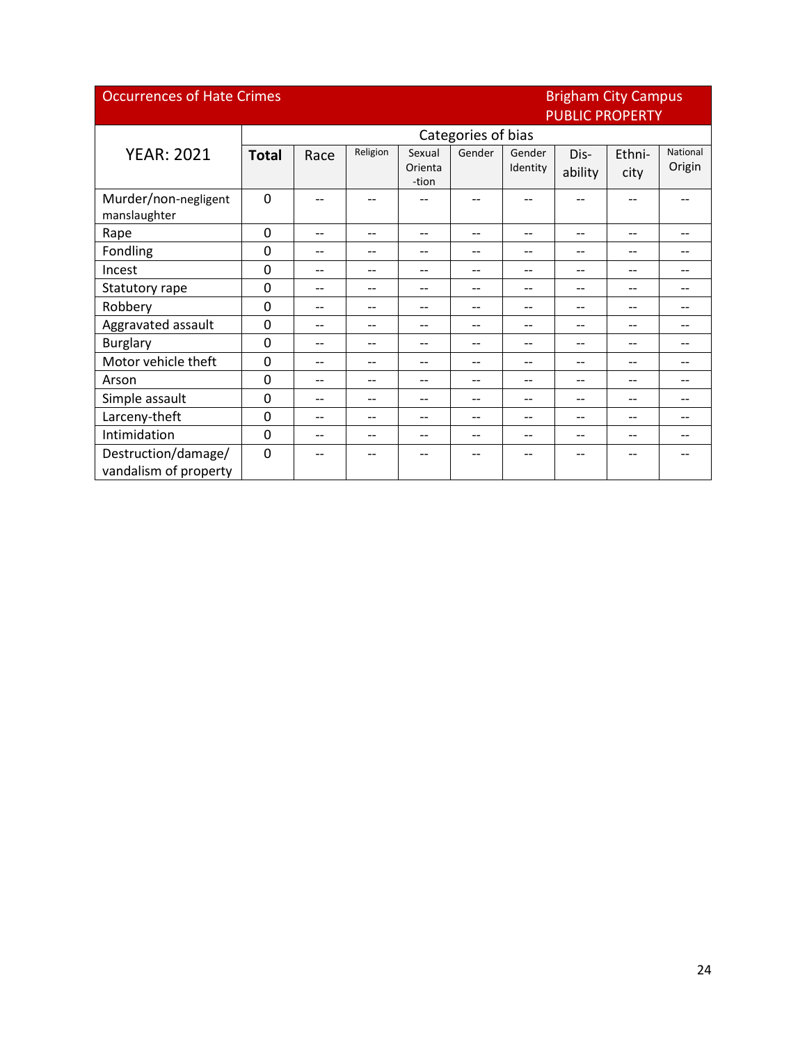| Occurrences of Hate Crimes | | | | | | Brigham City Campus PUBLIC PROPERTY | | | |
|---|---|---|---|---|---|---|---|---|---|
| YEAR: 2021 | Categories of bias | | | | | | | | |
| | **Total** | Race | Religion | Sexual Orienta-tion | Gender | Gender Identity | Dis-ability | Ethni-city | National Origin |
| Murder/non-negligent manslaughter | 0 | -- | -- | -- | -- | -- | -- | -- | -- |
| Rape | 0 | -- | -- | -- | -- | -- | -- | -- | -- |
| Fondling | 0 | -- | -- | -- | -- | -- | -- | -- | -- |
| Incest | 0 | -- | -- | -- | -- | -- | -- | -- | -- |
| Statutory rape | 0 | -- | -- | -- | -- | -- | -- | -- | -- |
| Robbery | 0 | -- | -- | -- | -- | -- | -- | -- | -- |
| Aggravated assault | 0 | -- | -- | -- | -- | -- | -- | -- | -- |
| Burglary | 0 | -- | -- | -- | -- | -- | -- | -- | -- |
| Motor vehicle theft | 0 | -- | -- | -- | -- | -- | -- | -- | -- |
| Arson | 0 | -- | -- | -- | -- | -- | -- | -- | -- |
| Simple assault | 0 | -- | -- | -- | -- | -- | -- | -- | -- |
| Larceny-theft | 0 | -- | -- | -- | -- | -- | -- | -- | -- |
| Intimidation | 0 | -- | -- | -- | -- | -- | -- | -- | -- |
| Destruction/damage/ vandalism of property | 0 | -- | -- | -- | -- | -- | -- | -- | -- |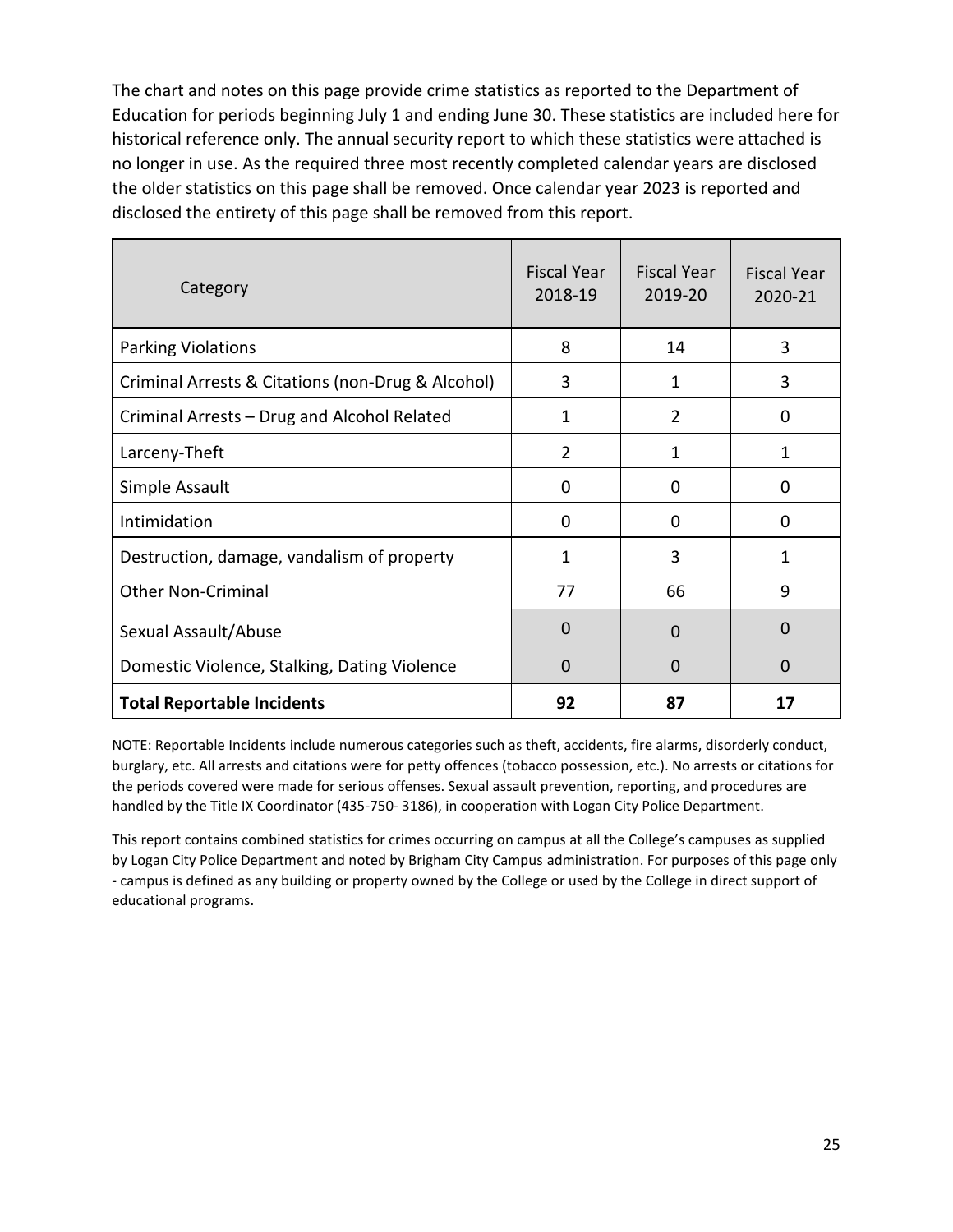The chart and notes on this page provide crime statistics as reported to the Department of Education for periods beginning July 1 and ending June 30. These statistics are included here for historical reference only. The annual security report to which these statistics were attached is no longer in use. As the required three most recently completed calendar years are disclosed the older statistics on this page shall be removed. Once calendar year 2023 is reported and disclosed the entirety of this page shall be removed from this report.

| Category | Fiscal Year 2018-19 | Fiscal Year 2019-20 | Fiscal Year 2020-21 |
|---|---|---|---|
| Parking Violations | 8 | 14 | 3 |
| Criminal Arrests & Citations (non-Drug & Alcohol) | 3 | 1 | 3 |
| Criminal Arrests – Drug and Alcohol Related | 1 | 2 | 0 |
| Larceny-Theft | 2 | 1 | 1 |
| Simple Assault | 0 | 0 | 0 |
| Intimidation | 0 | 0 | 0 |
| Destruction, damage, vandalism of property | 1 | 3 | 1 |
| Other Non-Criminal | 77 | 66 | 9 |
| Sexual Assault/Abuse | 0 | 0 | 0 |
| Domestic Violence, Stalking, Dating Violence | 0 | 0 | 0 |
| **Total Reportable Incidents** | **92** | **87** | **17** |

NOTE: Reportable Incidents include numerous categories such as theft, accidents, fire alarms, disorderly conduct, burglary, etc. All arrests and citations were for petty offences (tobacco possession, etc.). No arrests or citations for the periods covered were made for serious offenses. Sexual assault prevention, reporting, and procedures are handled by the Title IX Coordinator (435-750- 3186), in cooperation with Logan City Police Department.

This report contains combined statistics for crimes occurring on campus at all the College's campuses as supplied by Logan City Police Department and noted by Brigham City Campus administration. For purposes of this page only - campus is defined as any building or property owned by the College or used by the College in direct support of educational programs.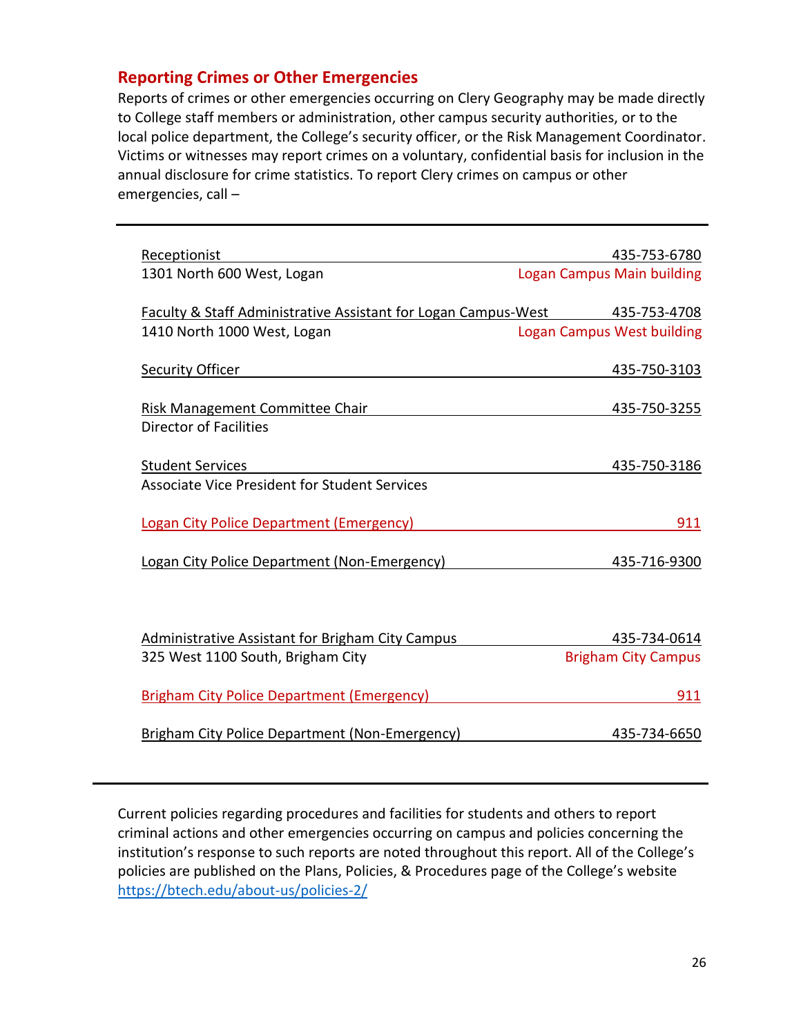## Reporting Crimes or Other Emergencies

Reports of crimes or other emergencies occurring on Clery Geography may be made directly to College staff members or administration, other campus security authorities, or to the local police department, the College's security officer, or the Risk Management Coordinator. Victims or witnesses may report crimes on a voluntary, confidential basis for inclusion in the annual disclosure for crime statistics. To report Clery crimes on campus or other emergencies, call –

---

Receptionist — 435-753-6780
1301 North 600 West, Logan — Logan Campus Main building

Faculty & Staff Administrative Assistant for Logan Campus-West — 435-753-4708
1410 North 1000 West, Logan — Logan Campus West building

Security Officer — 435-750-3103

Risk Management Committee Chair — 435-750-3255
Director of Facilities

Student Services — 435-750-3186
Associate Vice President for Student Services

Logan City Police Department (Emergency) — 911

Logan City Police Department (Non-Emergency) — 435-716-9300

Administrative Assistant for Brigham City Campus — 435-734-0614
325 West 1100 South, Brigham City — Brigham City Campus

Brigham City Police Department (Emergency) — 911

Brigham City Police Department (Non-Emergency) — 435-734-6650

---

Current policies regarding procedures and facilities for students and others to report criminal actions and other emergencies occurring on campus and policies concerning the institution's response to such reports are noted throughout this report. All of the College's policies are published on the Plans, Policies, & Procedures page of the College's website https://btech.edu/about-us/policies-2/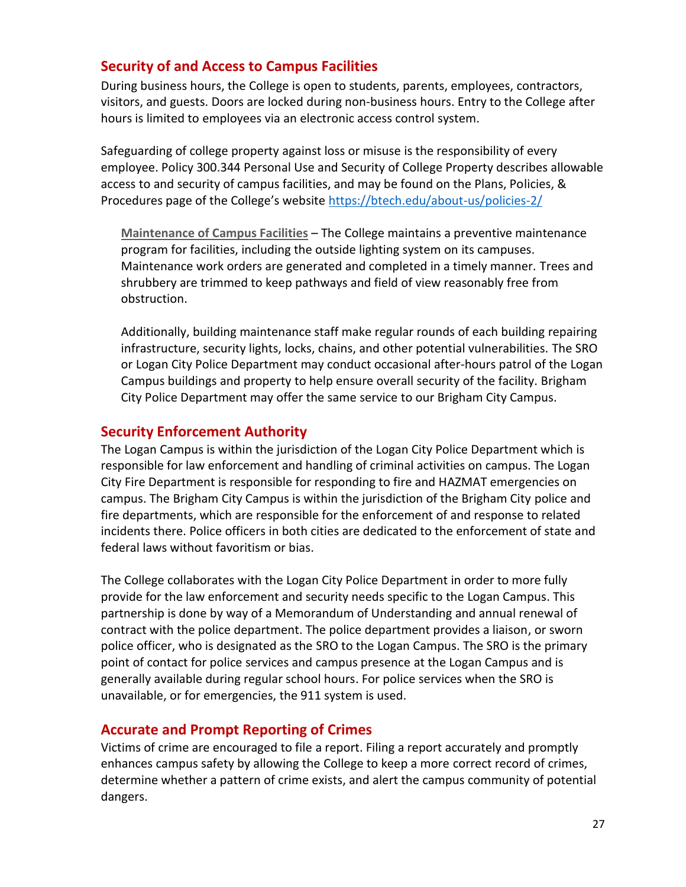## Security of and Access to Campus Facilities

During business hours, the College is open to students, parents, employees, contractors, visitors, and guests. Doors are locked during non-business hours. Entry to the College after hours is limited to employees via an electronic access control system.

Safeguarding of college property against loss or misuse is the responsibility of every employee. Policy 300.344 Personal Use and Security of College Property describes allowable access to and security of campus facilities, and may be found on the Plans, Policies, & Procedures page of the College's website https://btech.edu/about-us/policies-2/

**Maintenance of Campus Facilities** – The College maintains a preventive maintenance program for facilities, including the outside lighting system on its campuses. Maintenance work orders are generated and completed in a timely manner. Trees and shrubbery are trimmed to keep pathways and field of view reasonably free from obstruction.

Additionally, building maintenance staff make regular rounds of each building repairing infrastructure, security lights, locks, chains, and other potential vulnerabilities. The SRO or Logan City Police Department may conduct occasional after-hours patrol of the Logan Campus buildings and property to help ensure overall security of the facility. Brigham City Police Department may offer the same service to our Brigham City Campus.

## Security Enforcement Authority

The Logan Campus is within the jurisdiction of the Logan City Police Department which is responsible for law enforcement and handling of criminal activities on campus. The Logan City Fire Department is responsible for responding to fire and HAZMAT emergencies on campus. The Brigham City Campus is within the jurisdiction of the Brigham City police and fire departments, which are responsible for the enforcement of and response to related incidents there. Police officers in both cities are dedicated to the enforcement of state and federal laws without favoritism or bias.

The College collaborates with the Logan City Police Department in order to more fully provide for the law enforcement and security needs specific to the Logan Campus. This partnership is done by way of a Memorandum of Understanding and annual renewal of contract with the police department. The police department provides a liaison, or sworn police officer, who is designated as the SRO to the Logan Campus. The SRO is the primary point of contact for police services and campus presence at the Logan Campus and is generally available during regular school hours. For police services when the SRO is unavailable, or for emergencies, the 911 system is used.

## Accurate and Prompt Reporting of Crimes

Victims of crime are encouraged to file a report. Filing a report accurately and promptly enhances campus safety by allowing the College to keep a more correct record of crimes, determine whether a pattern of crime exists, and alert the campus community of potential dangers.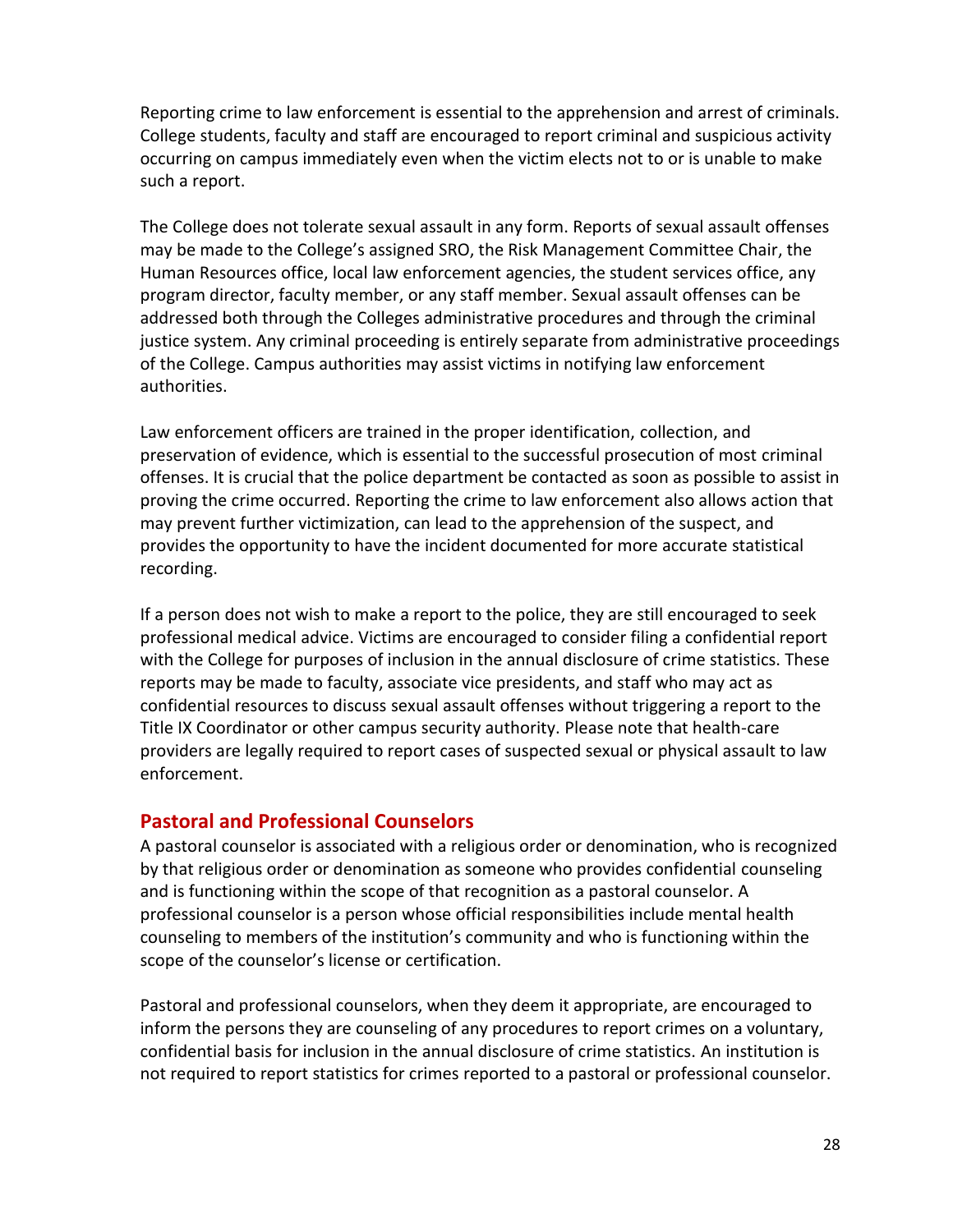Reporting crime to law enforcement is essential to the apprehension and arrest of criminals. College students, faculty and staff are encouraged to report criminal and suspicious activity occurring on campus immediately even when the victim elects not to or is unable to make such a report.

The College does not tolerate sexual assault in any form. Reports of sexual assault offenses may be made to the College's assigned SRO, the Risk Management Committee Chair, the Human Resources office, local law enforcement agencies, the student services office, any program director, faculty member, or any staff member. Sexual assault offenses can be addressed both through the Colleges administrative procedures and through the criminal justice system. Any criminal proceeding is entirely separate from administrative proceedings of the College. Campus authorities may assist victims in notifying law enforcement authorities.

Law enforcement officers are trained in the proper identification, collection, and preservation of evidence, which is essential to the successful prosecution of most criminal offenses. It is crucial that the police department be contacted as soon as possible to assist in proving the crime occurred. Reporting the crime to law enforcement also allows action that may prevent further victimization, can lead to the apprehension of the suspect, and provides the opportunity to have the incident documented for more accurate statistical recording.

If a person does not wish to make a report to the police, they are still encouraged to seek professional medical advice. Victims are encouraged to consider filing a confidential report with the College for purposes of inclusion in the annual disclosure of crime statistics. These reports may be made to faculty, associate vice presidents, and staff who may act as confidential resources to discuss sexual assault offenses without triggering a report to the Title IX Coordinator or other campus security authority. Please note that health-care providers are legally required to report cases of suspected sexual or physical assault to law enforcement.

## Pastoral and Professional Counselors

A pastoral counselor is associated with a religious order or denomination, who is recognized by that religious order or denomination as someone who provides confidential counseling and is functioning within the scope of that recognition as a pastoral counselor. A professional counselor is a person whose official responsibilities include mental health counseling to members of the institution's community and who is functioning within the scope of the counselor's license or certification.

Pastoral and professional counselors, when they deem it appropriate, are encouraged to inform the persons they are counseling of any procedures to report crimes on a voluntary, confidential basis for inclusion in the annual disclosure of crime statistics. An institution is not required to report statistics for crimes reported to a pastoral or professional counselor.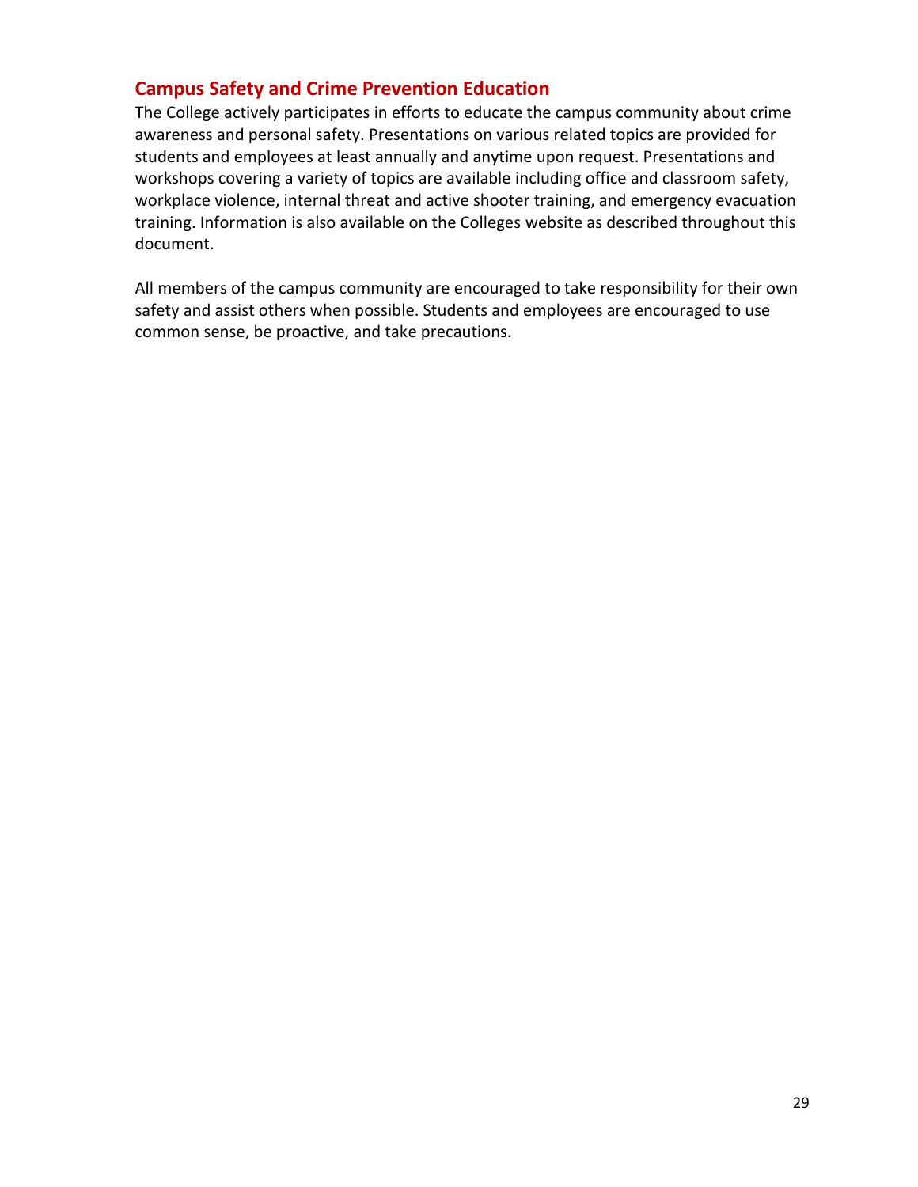## Campus Safety and Crime Prevention Education

The College actively participates in efforts to educate the campus community about crime awareness and personal safety. Presentations on various related topics are provided for students and employees at least annually and anytime upon request. Presentations and workshops covering a variety of topics are available including office and classroom safety, workplace violence, internal threat and active shooter training, and emergency evacuation training. Information is also available on the Colleges website as described throughout this document.

All members of the campus community are encouraged to take responsibility for their own safety and assist others when possible. Students and employees are encouraged to use common sense, be proactive, and take precautions.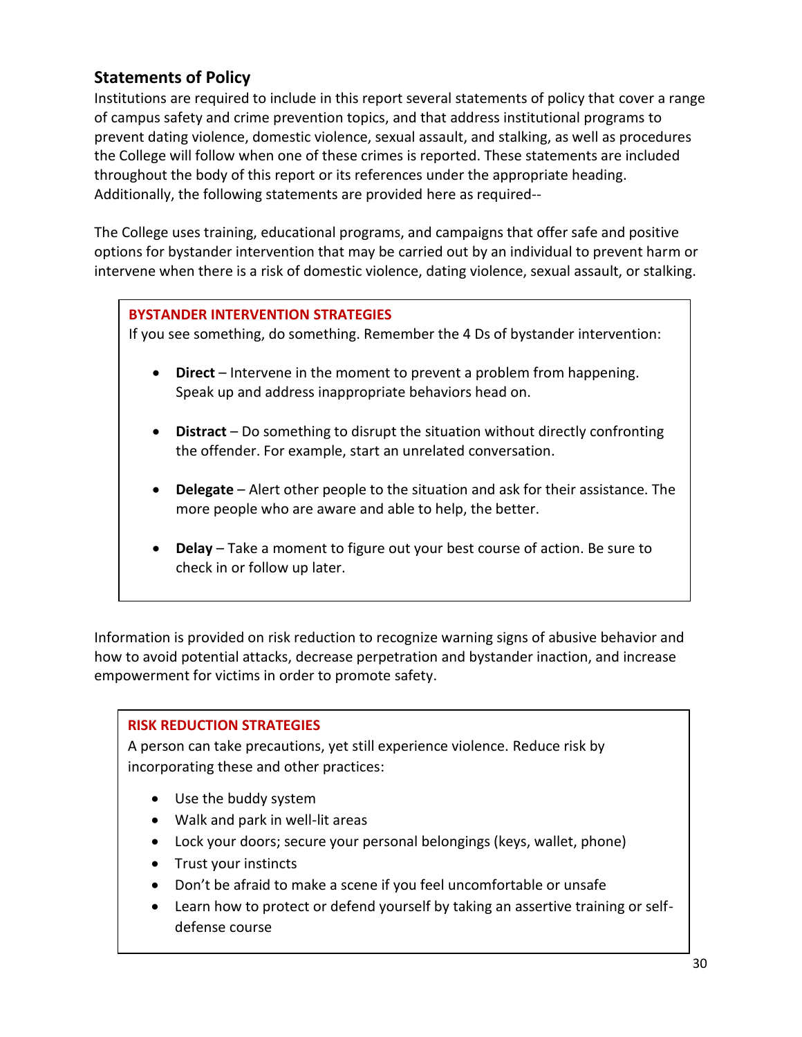## Statements of Policy

Institutions are required to include in this report several statements of policy that cover a range of campus safety and crime prevention topics, and that address institutional programs to prevent dating violence, domestic violence, sexual assault, and stalking, as well as procedures the College will follow when one of these crimes is reported. These statements are included throughout the body of this report or its references under the appropriate heading. Additionally, the following statements are provided here as required--

The College uses training, educational programs, and campaigns that offer safe and positive options for bystander intervention that may be carried out by an individual to prevent harm or intervene when there is a risk of domestic violence, dating violence, sexual assault, or stalking.

**BYSTANDER INTERVENTION STRATEGIES**

If you see something, do something. Remember the 4 Ds of bystander intervention:

- **Direct** – Intervene in the moment to prevent a problem from happening. Speak up and address inappropriate behaviors head on.
- **Distract** – Do something to disrupt the situation without directly confronting the offender. For example, start an unrelated conversation.
- **Delegate** – Alert other people to the situation and ask for their assistance. The more people who are aware and able to help, the better.
- **Delay** – Take a moment to figure out your best course of action. Be sure to check in or follow up later.

Information is provided on risk reduction to recognize warning signs of abusive behavior and how to avoid potential attacks, decrease perpetration and bystander inaction, and increase empowerment for victims in order to promote safety.

**RISK REDUCTION STRATEGIES**

A person can take precautions, yet still experience violence. Reduce risk by incorporating these and other practices:

- Use the buddy system
- Walk and park in well-lit areas
- Lock your doors; secure your personal belongings (keys, wallet, phone)
- Trust your instincts
- Don't be afraid to make a scene if you feel uncomfortable or unsafe
- Learn how to protect or defend yourself by taking an assertive training or self-defense course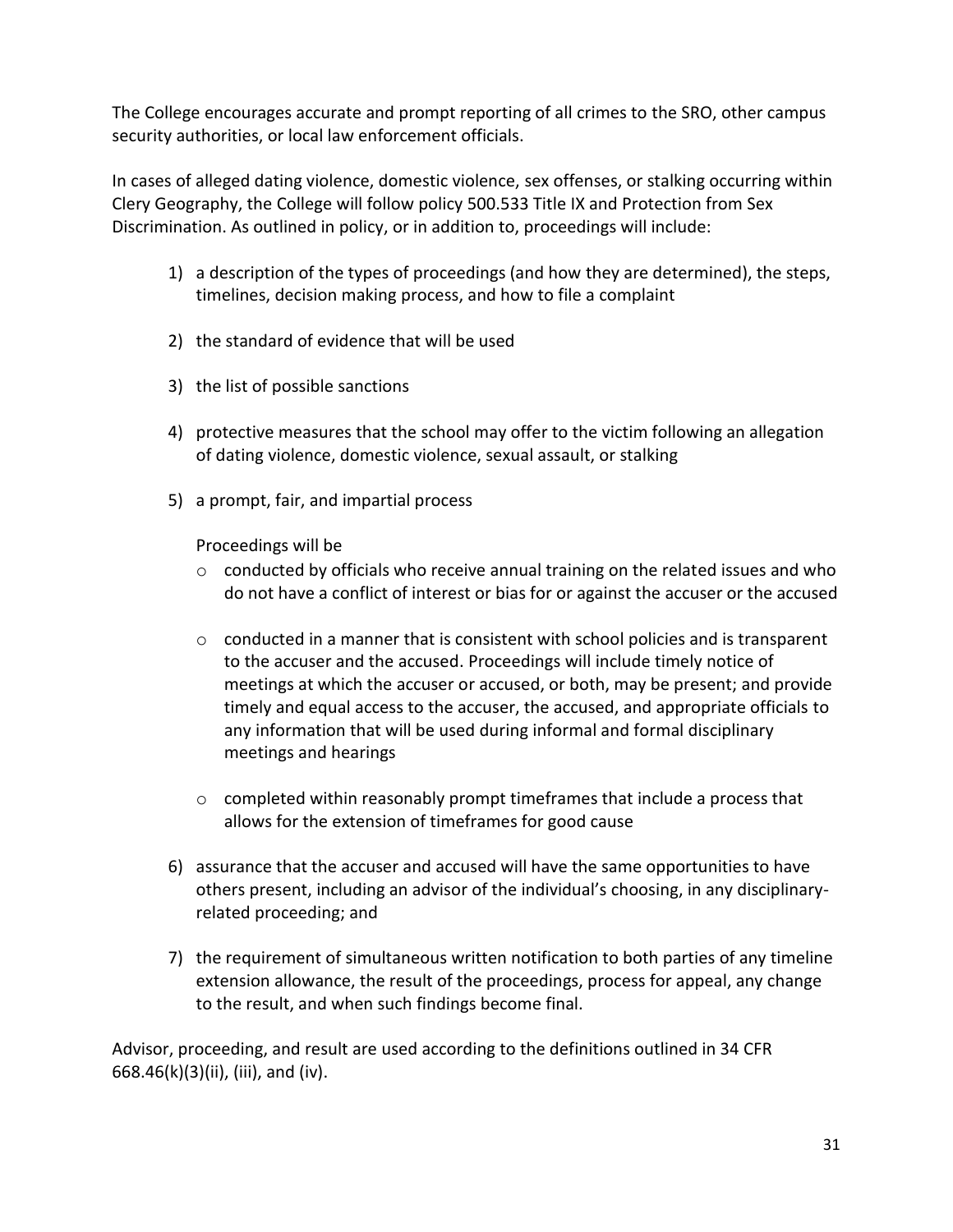The College encourages accurate and prompt reporting of all crimes to the SRO, other campus security authorities, or local law enforcement officials.

In cases of alleged dating violence, domestic violence, sex offenses, or stalking occurring within Clery Geography, the College will follow policy 500.533 Title IX and Protection from Sex Discrimination. As outlined in policy, or in addition to, proceedings will include:

1) a description of the types of proceedings (and how they are determined), the steps, timelines, decision making process, and how to file a complaint

2) the standard of evidence that will be used

3) the list of possible sanctions

4) protective measures that the school may offer to the victim following an allegation of dating violence, domestic violence, sexual assault, or stalking

5) a prompt, fair, and impartial process

   Proceedings will be

   - conducted by officials who receive annual training on the related issues and who do not have a conflict of interest or bias for or against the accuser or the accused

   - conducted in a manner that is consistent with school policies and is transparent to the accuser and the accused. Proceedings will include timely notice of meetings at which the accuser or accused, or both, may be present; and provide timely and equal access to the accuser, the accused, and appropriate officials to any information that will be used during informal and formal disciplinary meetings and hearings

   - completed within reasonably prompt timeframes that include a process that allows for the extension of timeframes for good cause

6) assurance that the accuser and accused will have the same opportunities to have others present, including an advisor of the individual's choosing, in any disciplinary-related proceeding; and

7) the requirement of simultaneous written notification to both parties of any timeline extension allowance, the result of the proceedings, process for appeal, any change to the result, and when such findings become final.

Advisor, proceeding, and result are used according to the definitions outlined in 34 CFR 668.46(k)(3)(ii), (iii), and (iv).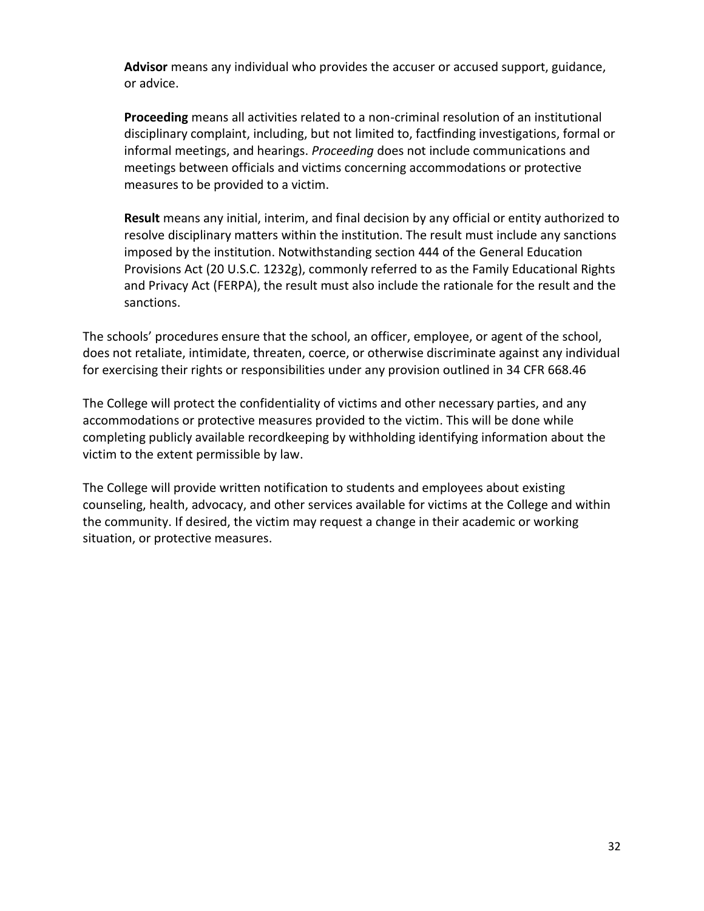**Advisor** means any individual who provides the accuser or accused support, guidance, or advice.

**Proceeding** means all activities related to a non-criminal resolution of an institutional disciplinary complaint, including, but not limited to, factfinding investigations, formal or informal meetings, and hearings. *Proceeding* does not include communications and meetings between officials and victims concerning accommodations or protective measures to be provided to a victim.

**Result** means any initial, interim, and final decision by any official or entity authorized to resolve disciplinary matters within the institution. The result must include any sanctions imposed by the institution. Notwithstanding section 444 of the General Education Provisions Act (20 U.S.C. 1232g), commonly referred to as the Family Educational Rights and Privacy Act (FERPA), the result must also include the rationale for the result and the sanctions.

The schools' procedures ensure that the school, an officer, employee, or agent of the school, does not retaliate, intimidate, threaten, coerce, or otherwise discriminate against any individual for exercising their rights or responsibilities under any provision outlined in 34 CFR 668.46

The College will protect the confidentiality of victims and other necessary parties, and any accommodations or protective measures provided to the victim. This will be done while completing publicly available recordkeeping by withholding identifying information about the victim to the extent permissible by law.

The College will provide written notification to students and employees about existing counseling, health, advocacy, and other services available for victims at the College and within the community. If desired, the victim may request a change in their academic or working situation, or protective measures.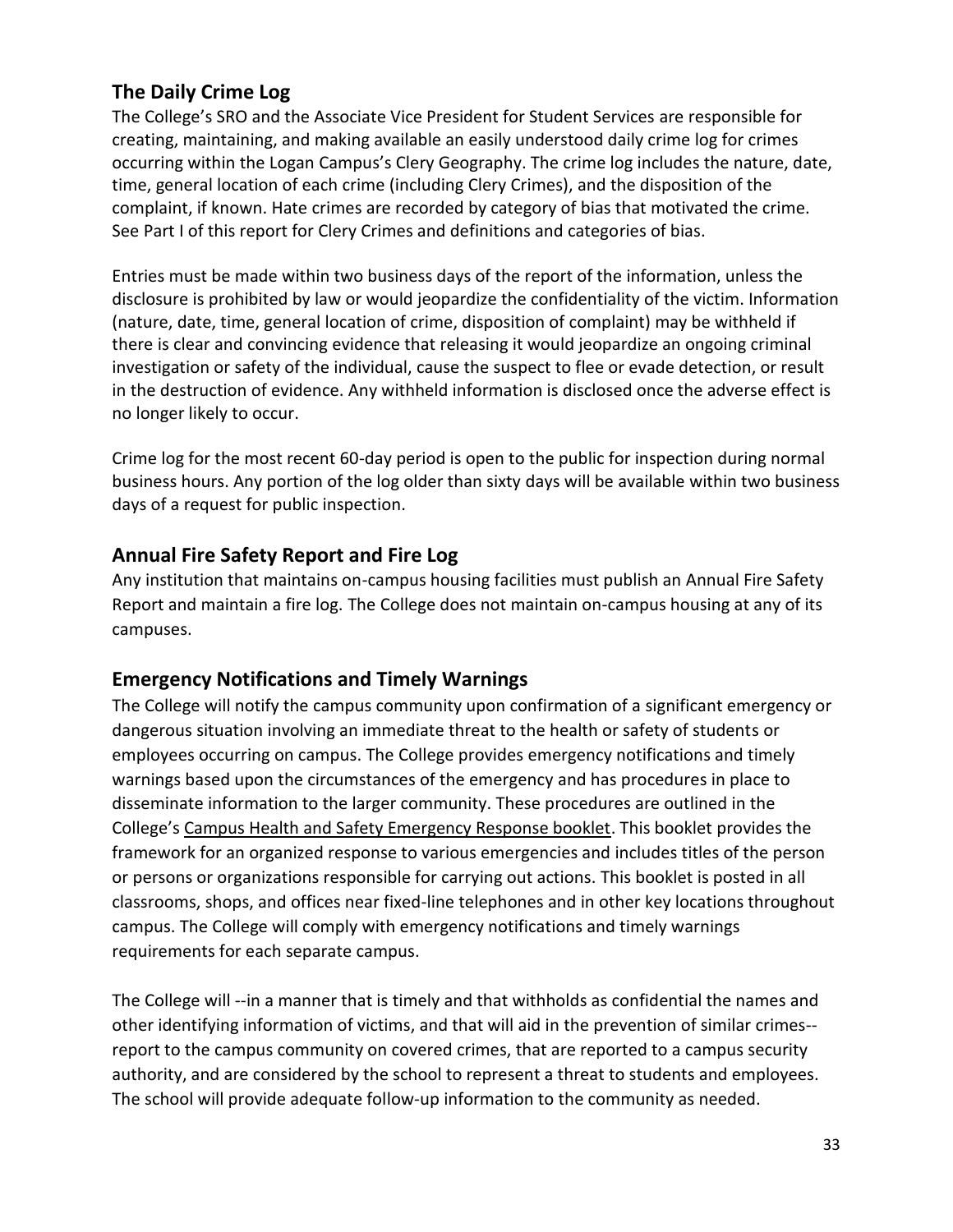## The Daily Crime Log

The College's SRO and the Associate Vice President for Student Services are responsible for creating, maintaining, and making available an easily understood daily crime log for crimes occurring within the Logan Campus's Clery Geography. The crime log includes the nature, date, time, general location of each crime (including Clery Crimes), and the disposition of the complaint, if known. Hate crimes are recorded by category of bias that motivated the crime. See Part I of this report for Clery Crimes and definitions and categories of bias.

Entries must be made within two business days of the report of the information, unless the disclosure is prohibited by law or would jeopardize the confidentiality of the victim. Information (nature, date, time, general location of crime, disposition of complaint) may be withheld if there is clear and convincing evidence that releasing it would jeopardize an ongoing criminal investigation or safety of the individual, cause the suspect to flee or evade detection, or result in the destruction of evidence. Any withheld information is disclosed once the adverse effect is no longer likely to occur.

Crime log for the most recent 60-day period is open to the public for inspection during normal business hours. Any portion of the log older than sixty days will be available within two business days of a request for public inspection.

## Annual Fire Safety Report and Fire Log

Any institution that maintains on-campus housing facilities must publish an Annual Fire Safety Report and maintain a fire log. The College does not maintain on-campus housing at any of its campuses.

## Emergency Notifications and Timely Warnings

The College will notify the campus community upon confirmation of a significant emergency or dangerous situation involving an immediate threat to the health or safety of students or employees occurring on campus. The College provides emergency notifications and timely warnings based upon the circumstances of the emergency and has procedures in place to disseminate information to the larger community. These procedures are outlined in the College's Campus Health and Safety Emergency Response booklet. This booklet provides the framework for an organized response to various emergencies and includes titles of the person or persons or organizations responsible for carrying out actions. This booklet is posted in all classrooms, shops, and offices near fixed-line telephones and in other key locations throughout campus. The College will comply with emergency notifications and timely warnings requirements for each separate campus.

The College will --in a manner that is timely and that withholds as confidential the names and other identifying information of victims, and that will aid in the prevention of similar crimes-- report to the campus community on covered crimes, that are reported to a campus security authority, and are considered by the school to represent a threat to students and employees. The school will provide adequate follow-up information to the community as needed.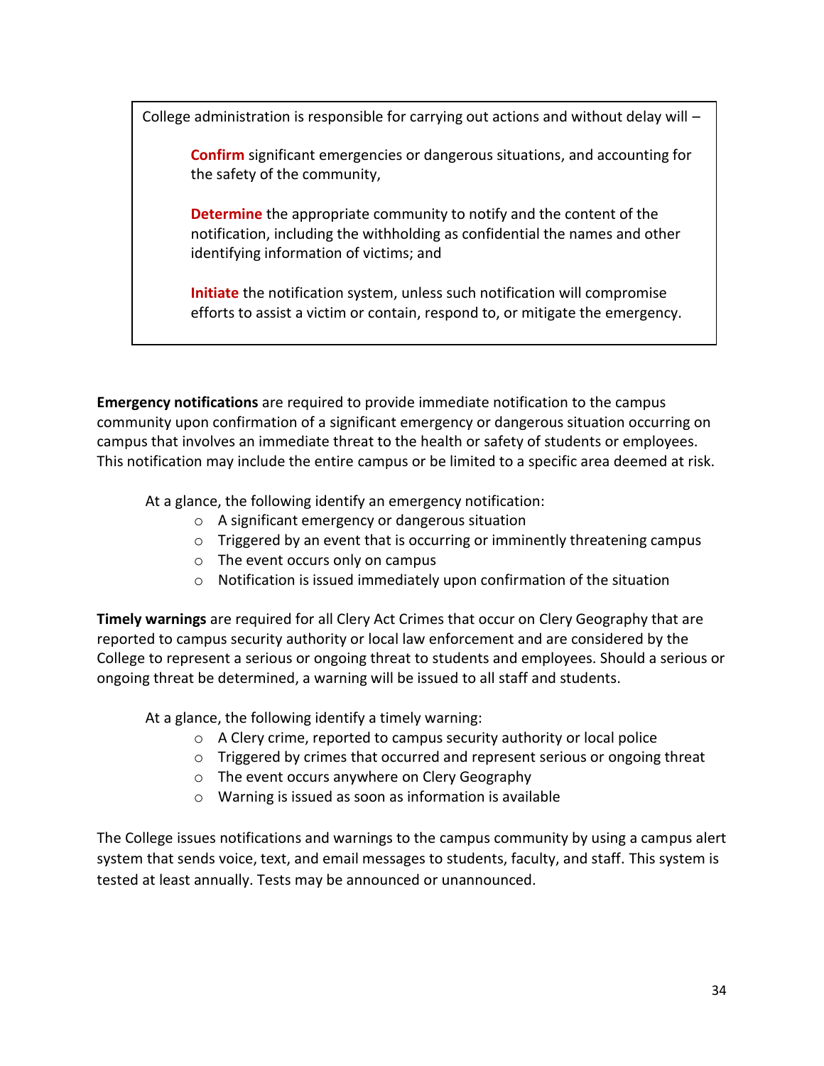College administration is responsible for carrying out actions and without delay will –

> **Confirm** significant emergencies or dangerous situations, and accounting for the safety of the community,
>
> **Determine** the appropriate community to notify and the content of the notification, including the withholding as confidential the names and other identifying information of victims; and
>
> **Initiate** the notification system, unless such notification will compromise efforts to assist a victim or contain, respond to, or mitigate the emergency.

**Emergency notifications** are required to provide immediate notification to the campus community upon confirmation of a significant emergency or dangerous situation occurring on campus that involves an immediate threat to the health or safety of students or employees. This notification may include the entire campus or be limited to a specific area deemed at risk.

At a glance, the following identify an emergency notification:

- A significant emergency or dangerous situation
- Triggered by an event that is occurring or imminently threatening campus
- The event occurs only on campus
- Notification is issued immediately upon confirmation of the situation

**Timely warnings** are required for all Clery Act Crimes that occur on Clery Geography that are reported to campus security authority or local law enforcement and are considered by the College to represent a serious or ongoing threat to students and employees. Should a serious or ongoing threat be determined, a warning will be issued to all staff and students.

At a glance, the following identify a timely warning:

- A Clery crime, reported to campus security authority or local police
- Triggered by crimes that occurred and represent serious or ongoing threat
- The event occurs anywhere on Clery Geography
- Warning is issued as soon as information is available

The College issues notifications and warnings to the campus community by using a campus alert system that sends voice, text, and email messages to students, faculty, and staff. This system is tested at least annually. Tests may be announced or unannounced.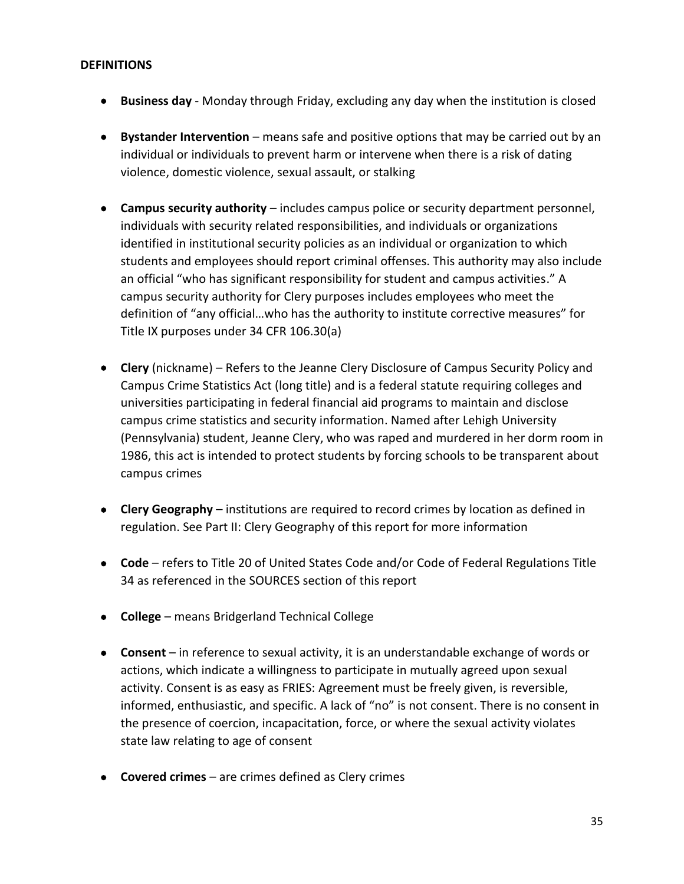**DEFINITIONS**

- **Business day** - Monday through Friday, excluding any day when the institution is closed

- **Bystander Intervention** – means safe and positive options that may be carried out by an individual or individuals to prevent harm or intervene when there is a risk of dating violence, domestic violence, sexual assault, or stalking

- **Campus security authority** – includes campus police or security department personnel, individuals with security related responsibilities, and individuals or organizations identified in institutional security policies as an individual or organization to which students and employees should report criminal offenses. This authority may also include an official "who has significant responsibility for student and campus activities." A campus security authority for Clery purposes includes employees who meet the definition of "any official…who has the authority to institute corrective measures" for Title IX purposes under 34 CFR 106.30(a)

- **Clery** (nickname) – Refers to the Jeanne Clery Disclosure of Campus Security Policy and Campus Crime Statistics Act (long title) and is a federal statute requiring colleges and universities participating in federal financial aid programs to maintain and disclose campus crime statistics and security information. Named after Lehigh University (Pennsylvania) student, Jeanne Clery, who was raped and murdered in her dorm room in 1986, this act is intended to protect students by forcing schools to be transparent about campus crimes

- **Clery Geography** – institutions are required to record crimes by location as defined in regulation. See Part II: Clery Geography of this report for more information

- **Code** – refers to Title 20 of United States Code and/or Code of Federal Regulations Title 34 as referenced in the SOURCES section of this report

- **College** – means Bridgerland Technical College

- **Consent** – in reference to sexual activity, it is an understandable exchange of words or actions, which indicate a willingness to participate in mutually agreed upon sexual activity. Consent is as easy as FRIES: Agreement must be freely given, is reversible, informed, enthusiastic, and specific. A lack of "no" is not consent. There is no consent in the presence of coercion, incapacitation, force, or where the sexual activity violates state law relating to age of consent

- **Covered crimes** – are crimes defined as Clery crimes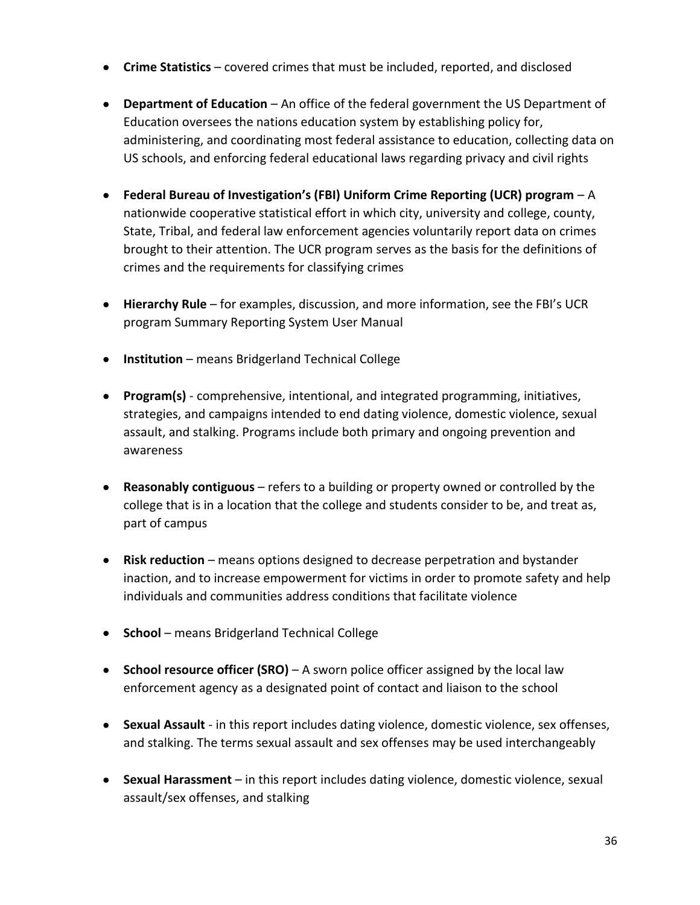- **Crime Statistics** – covered crimes that must be included, reported, and disclosed

- **Department of Education** – An office of the federal government the US Department of Education oversees the nations education system by establishing policy for, administering, and coordinating most federal assistance to education, collecting data on US schools, and enforcing federal educational laws regarding privacy and civil rights

- **Federal Bureau of Investigation's (FBI) Uniform Crime Reporting (UCR) program** – A nationwide cooperative statistical effort in which city, university and college, county, State, Tribal, and federal law enforcement agencies voluntarily report data on crimes brought to their attention. The UCR program serves as the basis for the definitions of crimes and the requirements for classifying crimes

- **Hierarchy Rule** – for examples, discussion, and more information, see the FBI's UCR program Summary Reporting System User Manual

- **Institution** – means Bridgerland Technical College

- **Program(s)** - comprehensive, intentional, and integrated programming, initiatives, strategies, and campaigns intended to end dating violence, domestic violence, sexual assault, and stalking. Programs include both primary and ongoing prevention and awareness

- **Reasonably contiguous** – refers to a building or property owned or controlled by the college that is in a location that the college and students consider to be, and treat as, part of campus

- **Risk reduction** – means options designed to decrease perpetration and bystander inaction, and to increase empowerment for victims in order to promote safety and help individuals and communities address conditions that facilitate violence

- **School** – means Bridgerland Technical College

- **School resource officer (SRO)** – A sworn police officer assigned by the local law enforcement agency as a designated point of contact and liaison to the school

- **Sexual Assault** - in this report includes dating violence, domestic violence, sex offenses, and stalking. The terms sexual assault and sex offenses may be used interchangeably

- **Sexual Harassment** – in this report includes dating violence, domestic violence, sexual assault/sex offenses, and stalking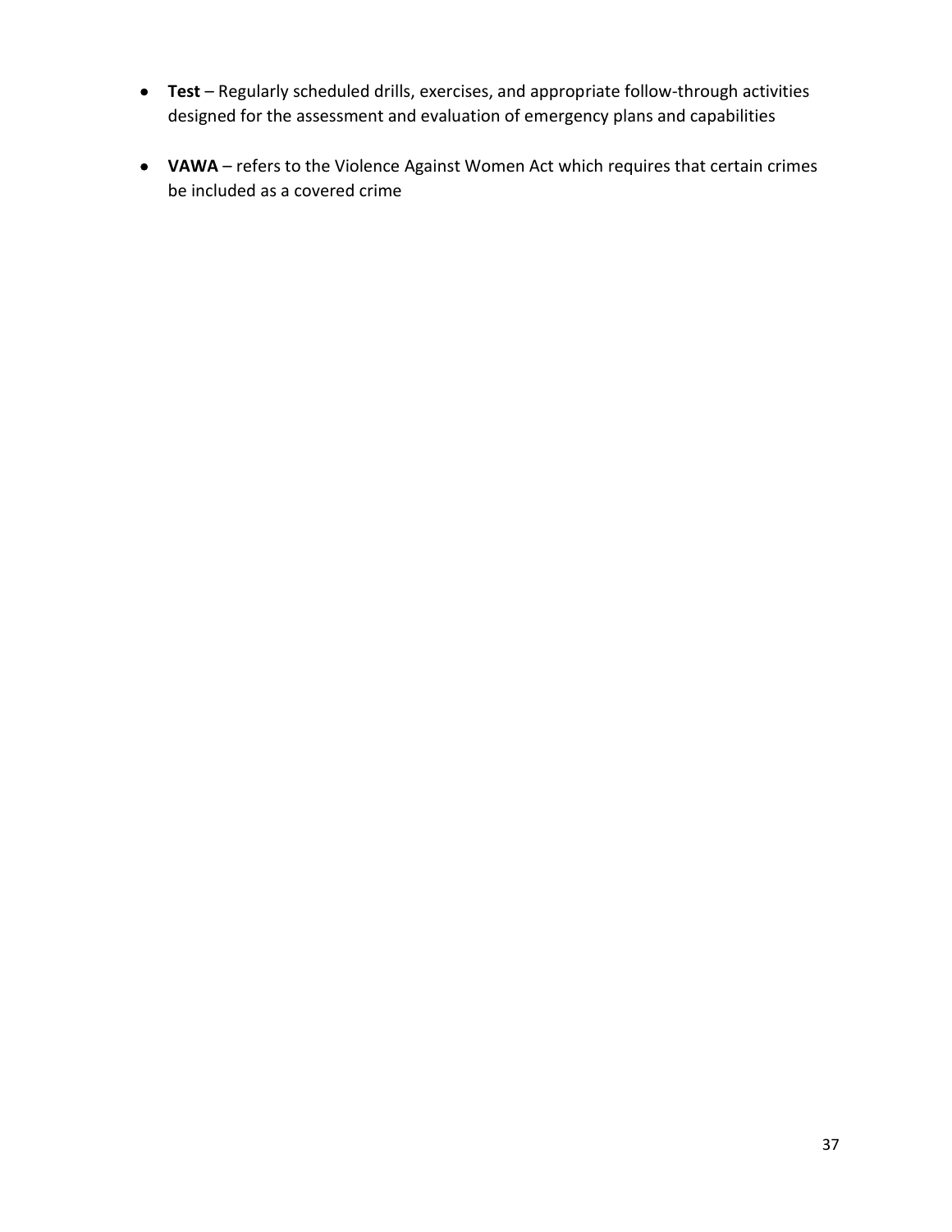- **Test** – Regularly scheduled drills, exercises, and appropriate follow-through activities designed for the assessment and evaluation of emergency plans and capabilities

- **VAWA** – refers to the Violence Against Women Act which requires that certain crimes be included as a covered crime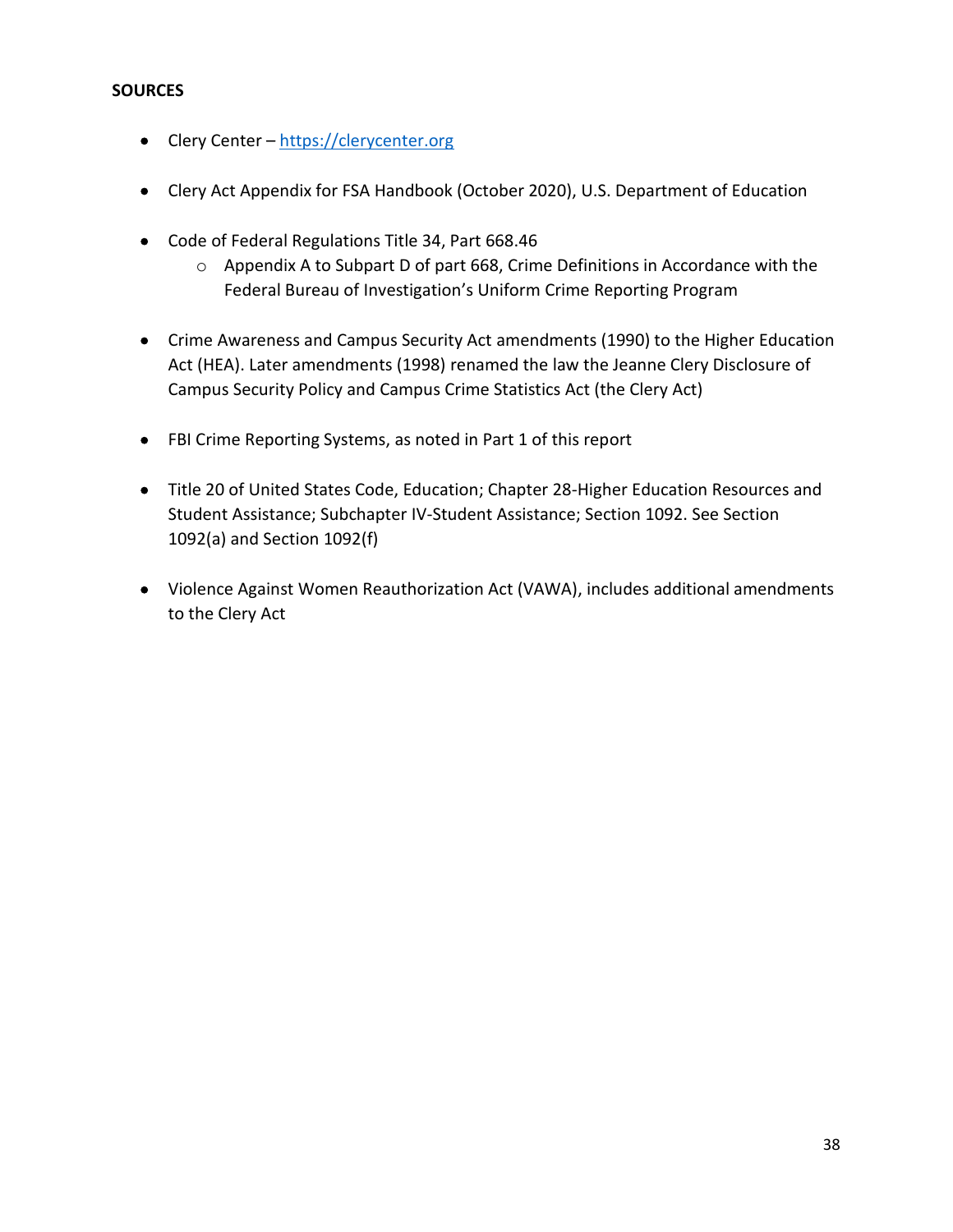**SOURCES**

- Clery Center – https://clerycenter.org

- Clery Act Appendix for FSA Handbook (October 2020), U.S. Department of Education

- Code of Federal Regulations Title 34, Part 668.46
    - Appendix A to Subpart D of part 668, Crime Definitions in Accordance with the Federal Bureau of Investigation's Uniform Crime Reporting Program

- Crime Awareness and Campus Security Act amendments (1990) to the Higher Education Act (HEA). Later amendments (1998) renamed the law the Jeanne Clery Disclosure of Campus Security Policy and Campus Crime Statistics Act (the Clery Act)

- FBI Crime Reporting Systems, as noted in Part 1 of this report

- Title 20 of United States Code, Education; Chapter 28-Higher Education Resources and Student Assistance; Subchapter IV-Student Assistance; Section 1092. See Section 1092(a) and Section 1092(f)

- Violence Against Women Reauthorization Act (VAWA), includes additional amendments to the Clery Act